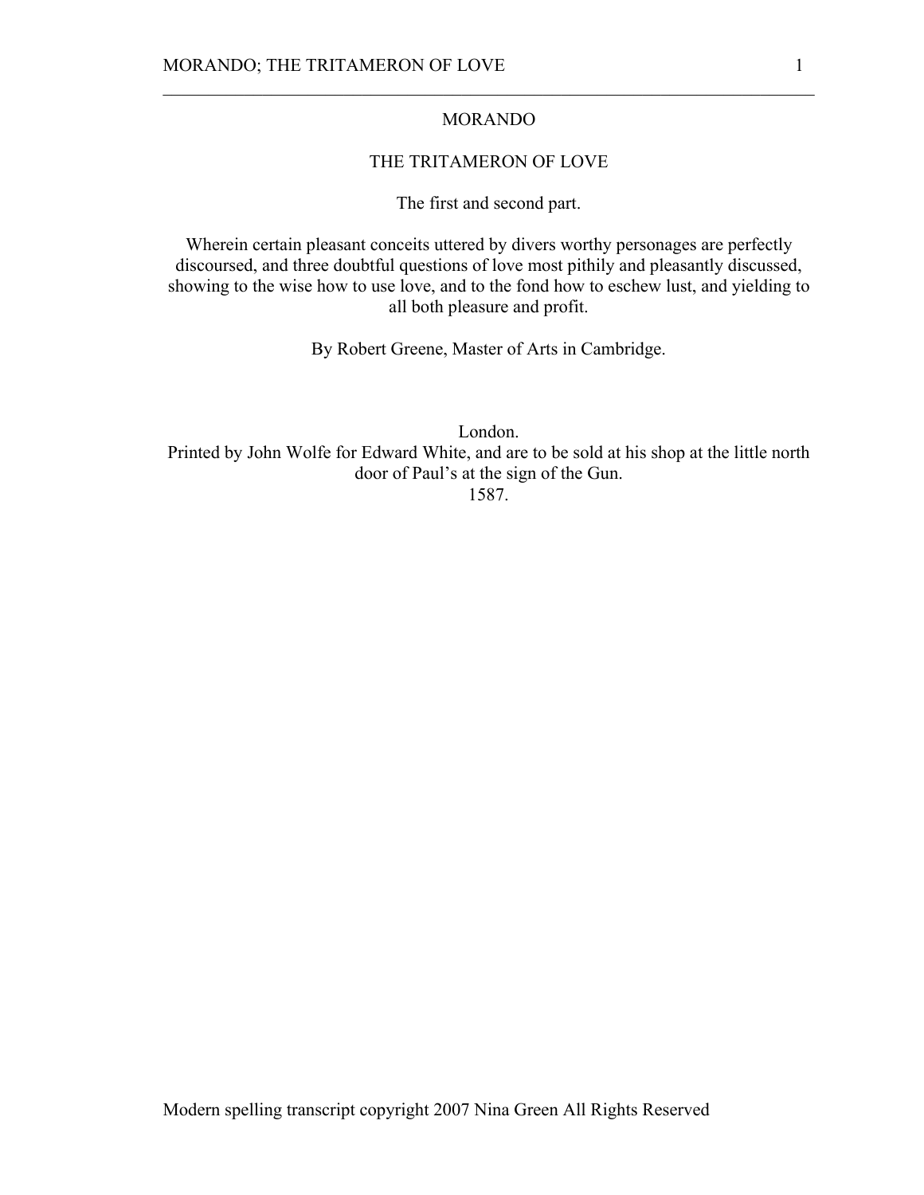# MORANDO

## THE TRITAMERON OF LOVE

The first and second part.

Wherein certain pleasant conceits uttered by divers worthy personages are perfectly discoursed, and three doubtful questions of love most pithily and pleasantly discussed, showing to the wise how to use love, and to the fond how to eschew lust, and yielding to all both pleasure and profit.

By Robert Greene, Master of Arts in Cambridge.

London.
Printed by John Wolfe for Edward White, and are to be sold at his shop at the little north door of Paul's at the sign of the Gun.
1587.

Modern spelling transcript copyright 2007 Nina Green All Rights Reserved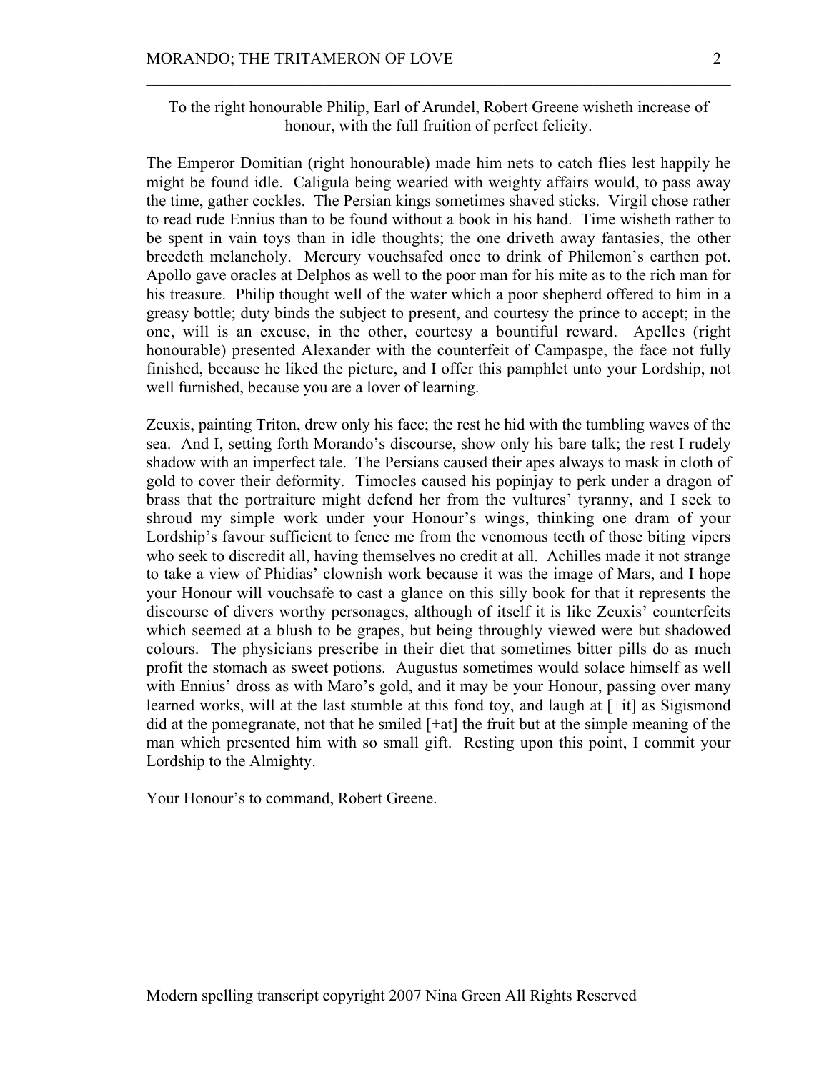To the right honourable Philip, Earl of Arundel, Robert Greene wisheth increase of honour, with the full fruition of perfect felicity.

The Emperor Domitian (right honourable) made him nets to catch flies lest happily he might be found idle. Caligula being wearied with weighty affairs would, to pass away the time, gather cockles. The Persian kings sometimes shaved sticks. Virgil chose rather to read rude Ennius than to be found without a book in his hand. Time wisheth rather to be spent in vain toys than in idle thoughts; the one driveth away fantasies, the other breedeth melancholy. Mercury vouchsafed once to drink of Philemon's earthen pot. Apollo gave oracles at Delphos as well to the poor man for his mite as to the rich man for his treasure. Philip thought well of the water which a poor shepherd offered to him in a greasy bottle; duty binds the subject to present, and courtesy the prince to accept; in the one, will is an excuse, in the other, courtesy a bountiful reward. Apelles (right honourable) presented Alexander with the counterfeit of Campaspe, the face not fully finished, because he liked the picture, and I offer this pamphlet unto your Lordship, not well furnished, because you are a lover of learning.

Zeuxis, painting Triton, drew only his face; the rest he hid with the tumbling waves of the sea. And I, setting forth Morando's discourse, show only his bare talk; the rest I rudely shadow with an imperfect tale. The Persians caused their apes always to mask in cloth of gold to cover their deformity. Timocles caused his popinjay to perk under a dragon of brass that the portraiture might defend her from the vultures' tyranny, and I seek to shroud my simple work under your Honour's wings, thinking one dram of your Lordship's favour sufficient to fence me from the venomous teeth of those biting vipers who seek to discredit all, having themselves no credit at all. Achilles made it not strange to take a view of Phidias' clownish work because it was the image of Mars, and I hope your Honour will vouchsafe to cast a glance on this silly book for that it represents the discourse of divers worthy personages, although of itself it is like Zeuxis' counterfeits which seemed at a blush to be grapes, but being throughly viewed were but shadowed colours. The physicians prescribe in their diet that sometimes bitter pills do as much profit the stomach as sweet potions. Augustus sometimes would solace himself as well with Ennius' dross as with Maro's gold, and it may be your Honour, passing over many learned works, will at the last stumble at this fond toy, and laugh at [+it] as Sigismond did at the pomegranate, not that he smiled [+at] the fruit but at the simple meaning of the man which presented him with so small gift. Resting upon this point, I commit your Lordship to the Almighty.

Your Honour's to command, Robert Greene.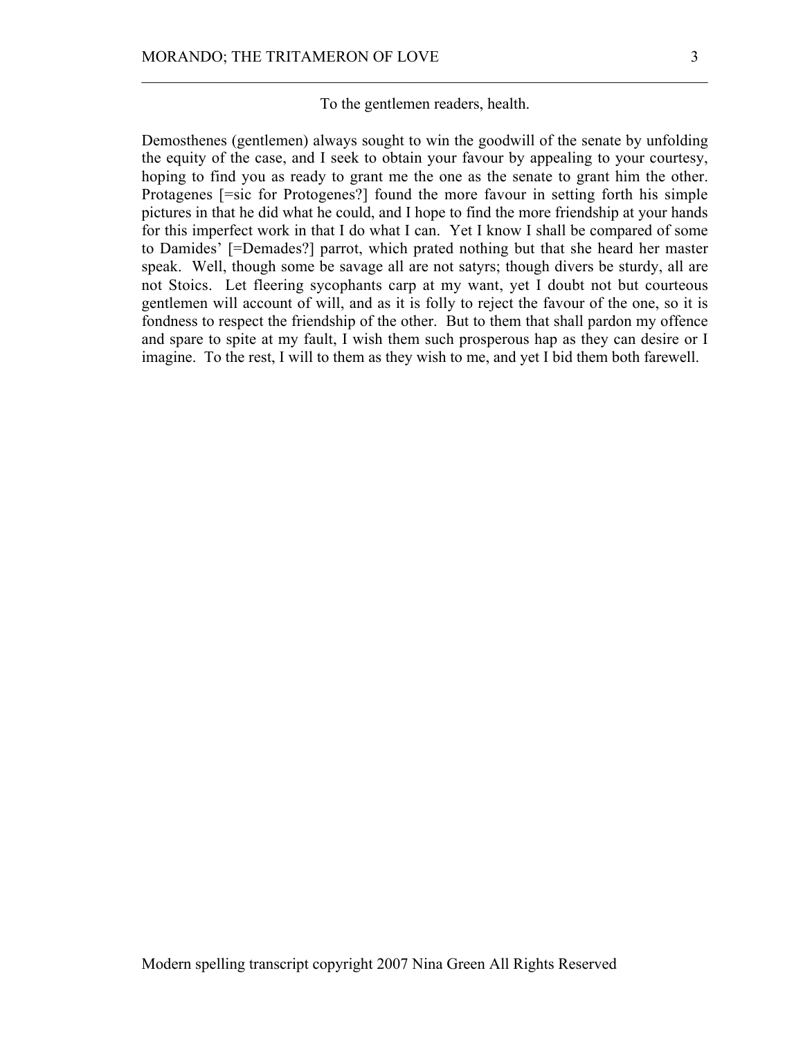To the gentlemen readers, health.

Demosthenes (gentlemen) always sought to win the goodwill of the senate by unfolding the equity of the case, and I seek to obtain your favour by appealing to your courtesy, hoping to find you as ready to grant me the one as the senate to grant him the other. Protagenes [=sic for Protogenes?] found the more favour in setting forth his simple pictures in that he did what he could, and I hope to find the more friendship at your hands for this imperfect work in that I do what I can. Yet I know I shall be compared of some to Damides' [=Demades?] parrot, which prated nothing but that she heard her master speak. Well, though some be savage all are not satyrs; though divers be sturdy, all are not Stoics. Let fleering sycophants carp at my want, yet I doubt not but courteous gentlemen will account of will, and as it is folly to reject the favour of the one, so it is fondness to respect the friendship of the other. But to them that shall pardon my offence and spare to spite at my fault, I wish them such prosperous hap as they can desire or I imagine. To the rest, I will to them as they wish to me, and yet I bid them both farewell.

Modern spelling transcript copyright 2007 Nina Green All Rights Reserved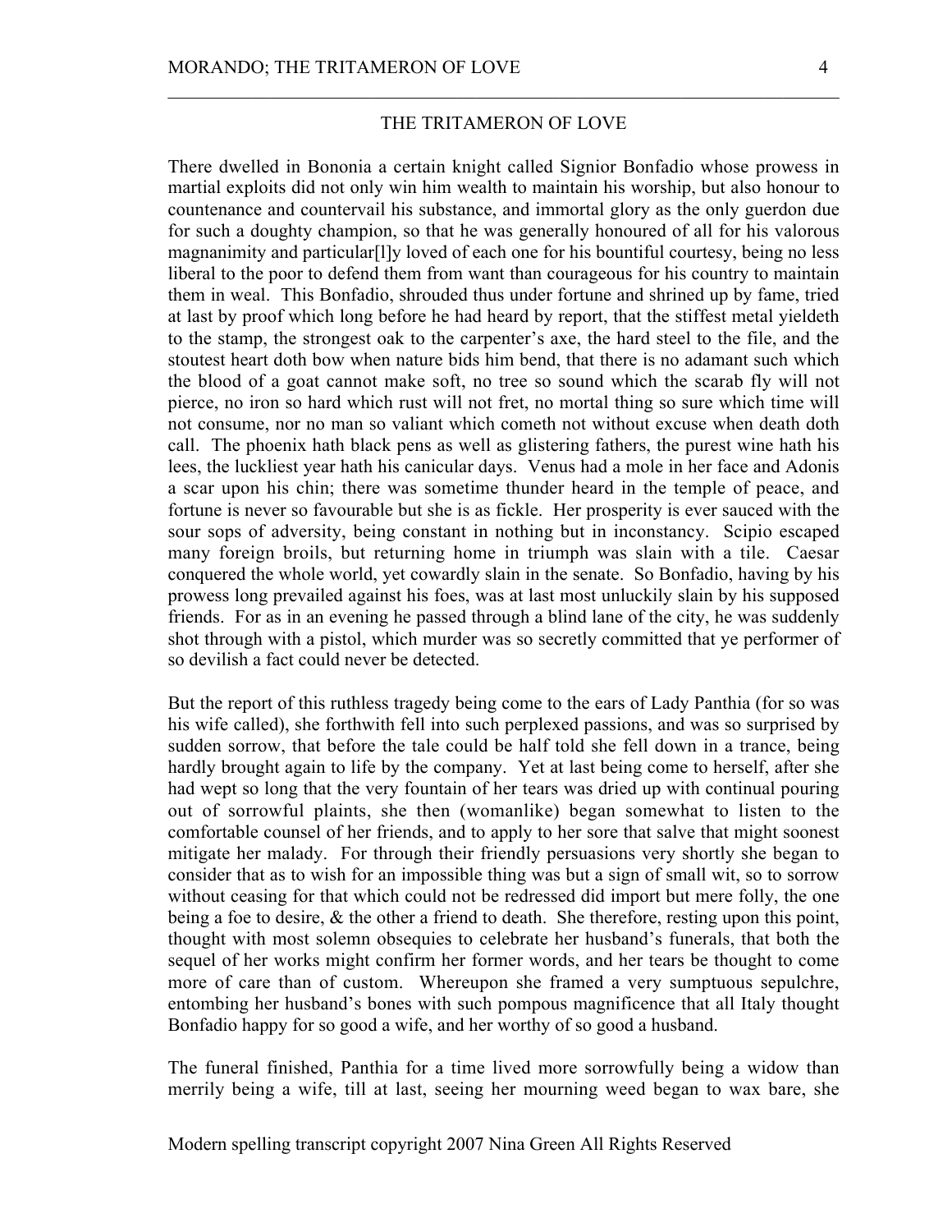## THE TRITAMERON OF LOVE

There dwelled in Bononia a certain knight called Signior Bonfadio whose prowess in martial exploits did not only win him wealth to maintain his worship, but also honour to countenance and countervail his substance, and immortal glory as the only guerdon due for such a doughty champion, so that he was generally honoured of all for his valorous magnanimity and particular[l]y loved of each one for his bountiful courtesy, being no less liberal to the poor to defend them from want than courageous for his country to maintain them in weal. This Bonfadio, shrouded thus under fortune and shrined up by fame, tried at last by proof which long before he had heard by report, that the stiffest metal yieldeth to the stamp, the strongest oak to the carpenter's axe, the hard steel to the file, and the stoutest heart doth bow when nature bids him bend, that there is no adamant such which the blood of a goat cannot make soft, no tree so sound which the scarab fly will not pierce, no iron so hard which rust will not fret, no mortal thing so sure which time will not consume, nor no man so valiant which cometh not without excuse when death doth call. The phoenix hath black pens as well as glistering fathers, the purest wine hath his lees, the luckliest year hath his canicular days. Venus had a mole in her face and Adonis a scar upon his chin; there was sometime thunder heard in the temple of peace, and fortune is never so favourable but she is as fickle. Her prosperity is ever sauced with the sour sops of adversity, being constant in nothing but in inconstancy. Scipio escaped many foreign broils, but returning home in triumph was slain with a tile. Caesar conquered the whole world, yet cowardly slain in the senate. So Bonfadio, having by his prowess long prevailed against his foes, was at last most unluckily slain by his supposed friends. For as in an evening he passed through a blind lane of the city, he was suddenly shot through with a pistol, which murder was so secretly committed that ye performer of so devilish a fact could never be detected.

But the report of this ruthless tragedy being come to the ears of Lady Panthia (for so was his wife called), she forthwith fell into such perplexed passions, and was so surprised by sudden sorrow, that before the tale could be half told she fell down in a trance, being hardly brought again to life by the company. Yet at last being come to herself, after she had wept so long that the very fountain of her tears was dried up with continual pouring out of sorrowful plaints, she then (womanlike) began somewhat to listen to the comfortable counsel of her friends, and to apply to her sore that salve that might soonest mitigate her malady. For through their friendly persuasions very shortly she began to consider that as to wish for an impossible thing was but a sign of small wit, so to sorrow without ceasing for that which could not be redressed did import but mere folly, the one being a foe to desire, & the other a friend to death. She therefore, resting upon this point, thought with most solemn obsequies to celebrate her husband's funerals, that both the sequel of her works might confirm her former words, and her tears be thought to come more of care than of custom. Whereupon she framed a very sumptuous sepulchre, entombing her husband's bones with such pompous magnificence that all Italy thought Bonfadio happy for so good a wife, and her worthy of so good a husband.

The funeral finished, Panthia for a time lived more sorrowfully being a widow than merrily being a wife, till at last, seeing her mourning weed began to wax bare, she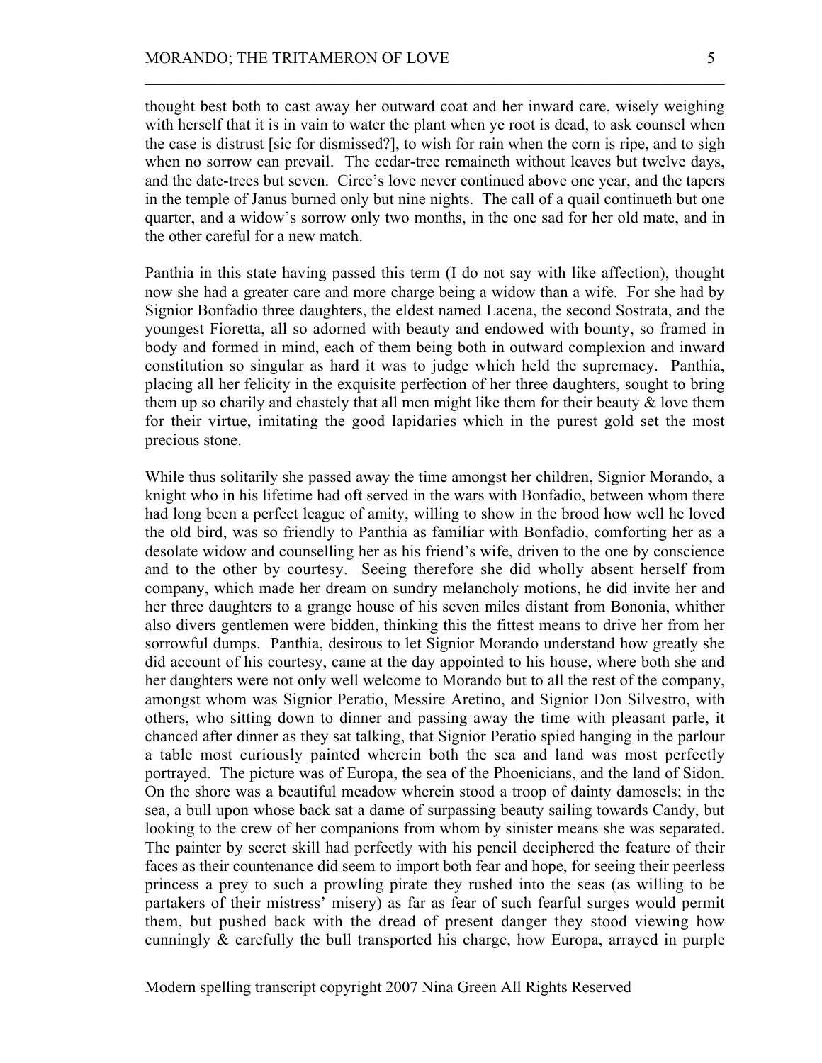thought best both to cast away her outward coat and her inward care, wisely weighing with herself that it is in vain to water the plant when ye root is dead, to ask counsel when the case is distrust [sic for dismissed?], to wish for rain when the corn is ripe, and to sigh when no sorrow can prevail. The cedar-tree remaineth without leaves but twelve days, and the date-trees but seven. Circe's love never continued above one year, and the tapers in the temple of Janus burned only but nine nights. The call of a quail continueth but one quarter, and a widow's sorrow only two months, in the one sad for her old mate, and in the other careful for a new match.

Panthia in this state having passed this term (I do not say with like affection), thought now she had a greater care and more charge being a widow than a wife. For she had by Signior Bonfadio three daughters, the eldest named Lacena, the second Sostrata, and the youngest Fioretta, all so adorned with beauty and endowed with bounty, so framed in body and formed in mind, each of them being both in outward complexion and inward constitution so singular as hard it was to judge which held the supremacy. Panthia, placing all her felicity in the exquisite perfection of her three daughters, sought to bring them up so charily and chastely that all men might like them for their beauty & love them for their virtue, imitating the good lapidaries which in the purest gold set the most precious stone.

While thus solitarily she passed away the time amongst her children, Signior Morando, a knight who in his lifetime had oft served in the wars with Bonfadio, between whom there had long been a perfect league of amity, willing to show in the brood how well he loved the old bird, was so friendly to Panthia as familiar with Bonfadio, comforting her as a desolate widow and counselling her as his friend's wife, driven to the one by conscience and to the other by courtesy. Seeing therefore she did wholly absent herself from company, which made her dream on sundry melancholy motions, he did invite her and her three daughters to a grange house of his seven miles distant from Bononia, whither also divers gentlemen were bidden, thinking this the fittest means to drive her from her sorrowful dumps. Panthia, desirous to let Signior Morando understand how greatly she did account of his courtesy, came at the day appointed to his house, where both she and her daughters were not only well welcome to Morando but to all the rest of the company, amongst whom was Signior Peratio, Messire Aretino, and Signior Don Silvestro, with others, who sitting down to dinner and passing away the time with pleasant parle, it chanced after dinner as they sat talking, that Signior Peratio spied hanging in the parlour a table most curiously painted wherein both the sea and land was most perfectly portrayed. The picture was of Europa, the sea of the Phoenicians, and the land of Sidon. On the shore was a beautiful meadow wherein stood a troop of dainty damosels; in the sea, a bull upon whose back sat a dame of surpassing beauty sailing towards Candy, but looking to the crew of her companions from whom by sinister means she was separated. The painter by secret skill had perfectly with his pencil deciphered the feature of their faces as their countenance did seem to import both fear and hope, for seeing their peerless princess a prey to such a prowling pirate they rushed into the seas (as willing to be partakers of their mistress' misery) as far as fear of such fearful surges would permit them, but pushed back with the dread of present danger they stood viewing how cunningly & carefully the bull transported his charge, how Europa, arrayed in purple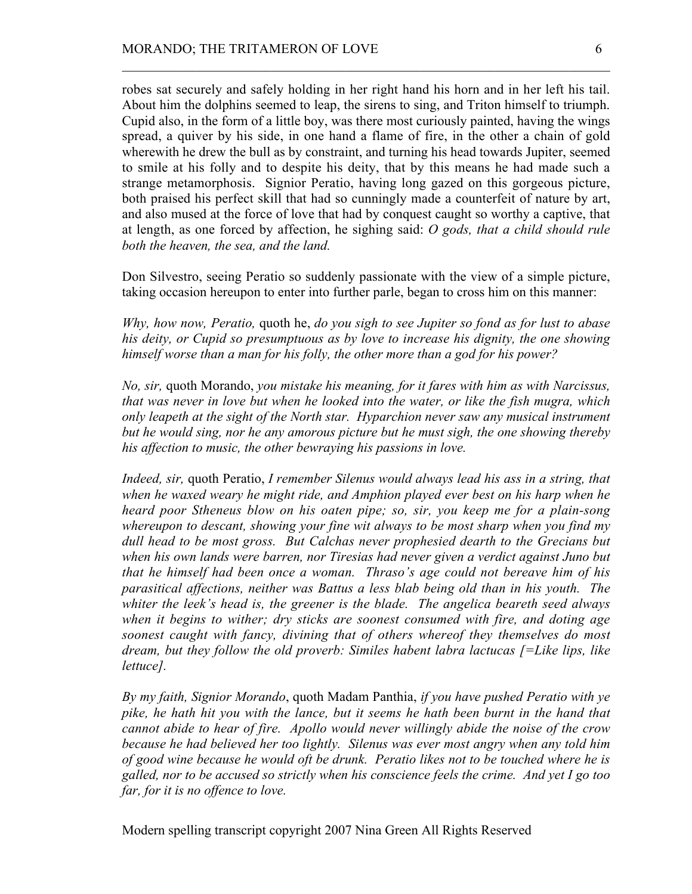robes sat securely and safely holding in her right hand his horn and in her left his tail. About him the dolphins seemed to leap, the sirens to sing, and Triton himself to triumph. Cupid also, in the form of a little boy, was there most curiously painted, having the wings spread, a quiver by his side, in one hand a flame of fire, in the other a chain of gold wherewith he drew the bull as by constraint, and turning his head towards Jupiter, seemed to smile at his folly and to despite his deity, that by this means he had made such a strange metamorphosis. Signior Peratio, having long gazed on this gorgeous picture, both praised his perfect skill that had so cunningly made a counterfeit of nature by art, and also mused at the force of love that had by conquest caught so worthy a captive, that at length, as one forced by affection, he sighing said: *O gods, that a child should rule both the heaven, the sea, and the land.*

Don Silvestro, seeing Peratio so suddenly passionate with the view of a simple picture, taking occasion hereupon to enter into further parle, began to cross him on this manner:

*Why, how now, Peratio,* quoth he, *do you sigh to see Jupiter so fond as for lust to abase his deity, or Cupid so presumptuous as by love to increase his dignity, the one showing himself worse than a man for his folly, the other more than a god for his power?*

*No, sir,* quoth Morando, *you mistake his meaning, for it fares with him as with Narcissus, that was never in love but when he looked into the water, or like the fish mugra, which only leapeth at the sight of the North star. Hyparchion never saw any musical instrument but he would sing, nor he any amorous picture but he must sigh, the one showing thereby his affection to music, the other bewraying his passions in love.*

*Indeed, sir,* quoth Peratio, *I remember Silenus would always lead his ass in a string, that when he waxed weary he might ride, and Amphion played ever best on his harp when he heard poor Stheneus blow on his oaten pipe; so, sir, you keep me for a plain-song whereupon to descant, showing your fine wit always to be most sharp when you find my dull head to be most gross. But Calchas never prophesied dearth to the Grecians but when his own lands were barren, nor Tiresias had never given a verdict against Juno but that he himself had been once a woman. Thraso's age could not bereave him of his parasitical affections, neither was Battus a less blab being old than in his youth. The whiter the leek's head is, the greener is the blade. The angelica beareth seed always when it begins to wither; dry sticks are soonest consumed with fire, and doting age soonest caught with fancy, divining that of others whereof they themselves do most dream, but they follow the old proverb: Similes habent labra lactucas [=Like lips, like lettuce].*

*By my faith, Signior Morando*, quoth Madam Panthia, *if you have pushed Peratio with ye pike, he hath hit you with the lance, but it seems he hath been burnt in the hand that cannot abide to hear of fire. Apollo would never willingly abide the noise of the crow because he had believed her too lightly. Silenus was ever most angry when any told him of good wine because he would oft be drunk. Peratio likes not to be touched where he is galled, nor to be accused so strictly when his conscience feels the crime. And yet I go too far, for it is no offence to love.*

Modern spelling transcript copyright 2007 Nina Green All Rights Reserved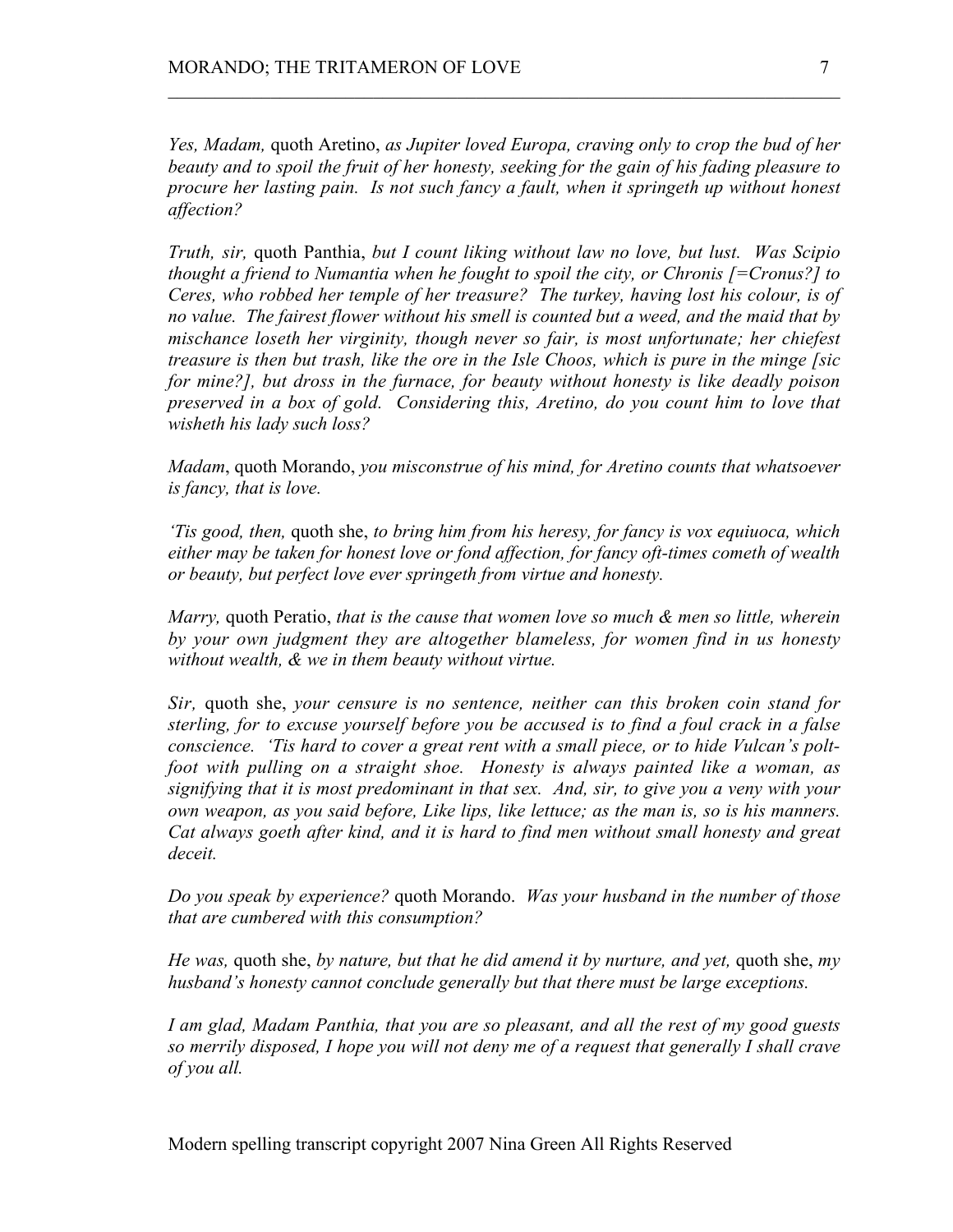*Yes, Madam,* quoth Aretino, *as Jupiter loved Europa, craving only to crop the bud of her beauty and to spoil the fruit of her honesty, seeking for the gain of his fading pleasure to procure her lasting pain. Is not such fancy a fault, when it springeth up without honest affection?*

*Truth, sir,* quoth Panthia, *but I count liking without law no love, but lust. Was Scipio thought a friend to Numantia when he fought to spoil the city, or Chronis [=Cronus?] to Ceres, who robbed her temple of her treasure? The turkey, having lost his colour, is of no value. The fairest flower without his smell is counted but a weed, and the maid that by mischance loseth her virginity, though never so fair, is most unfortunate; her chiefest treasure is then but trash, like the ore in the Isle Choos, which is pure in the minge [sic for mine?], but dross in the furnace, for beauty without honesty is like deadly poison preserved in a box of gold. Considering this, Aretino, do you count him to love that wisheth his lady such loss?*

*Madam*, quoth Morando, *you misconstrue of his mind, for Aretino counts that whatsoever is fancy, that is love.*

*'Tis good, then,* quoth she, *to bring him from his heresy, for fancy is vox equiuoca, which either may be taken for honest love or fond affection, for fancy oft-times cometh of wealth or beauty, but perfect love ever springeth from virtue and honesty.*

*Marry,* quoth Peratio, *that is the cause that women love so much & men so little, wherein by your own judgment they are altogether blameless, for women find in us honesty without wealth, & we in them beauty without virtue.*

*Sir,* quoth she, *your censure is no sentence, neither can this broken coin stand for sterling, for to excuse yourself before you be accused is to find a foul crack in a false conscience. 'Tis hard to cover a great rent with a small piece, or to hide Vulcan's polt-foot with pulling on a straight shoe. Honesty is always painted like a woman, as signifying that it is most predominant in that sex. And, sir, to give you a veny with your own weapon, as you said before, Like lips, like lettuce; as the man is, so is his manners. Cat always goeth after kind, and it is hard to find men without small honesty and great deceit.*

*Do you speak by experience?* quoth Morando. *Was your husband in the number of those that are cumbered with this consumption?*

*He was,* quoth she, *by nature, but that he did amend it by nurture, and yet,* quoth she, *my husband's honesty cannot conclude generally but that there must be large exceptions.*

*I am glad, Madam Panthia, that you are so pleasant, and all the rest of my good guests so merrily disposed, I hope you will not deny me of a request that generally I shall crave of you all.*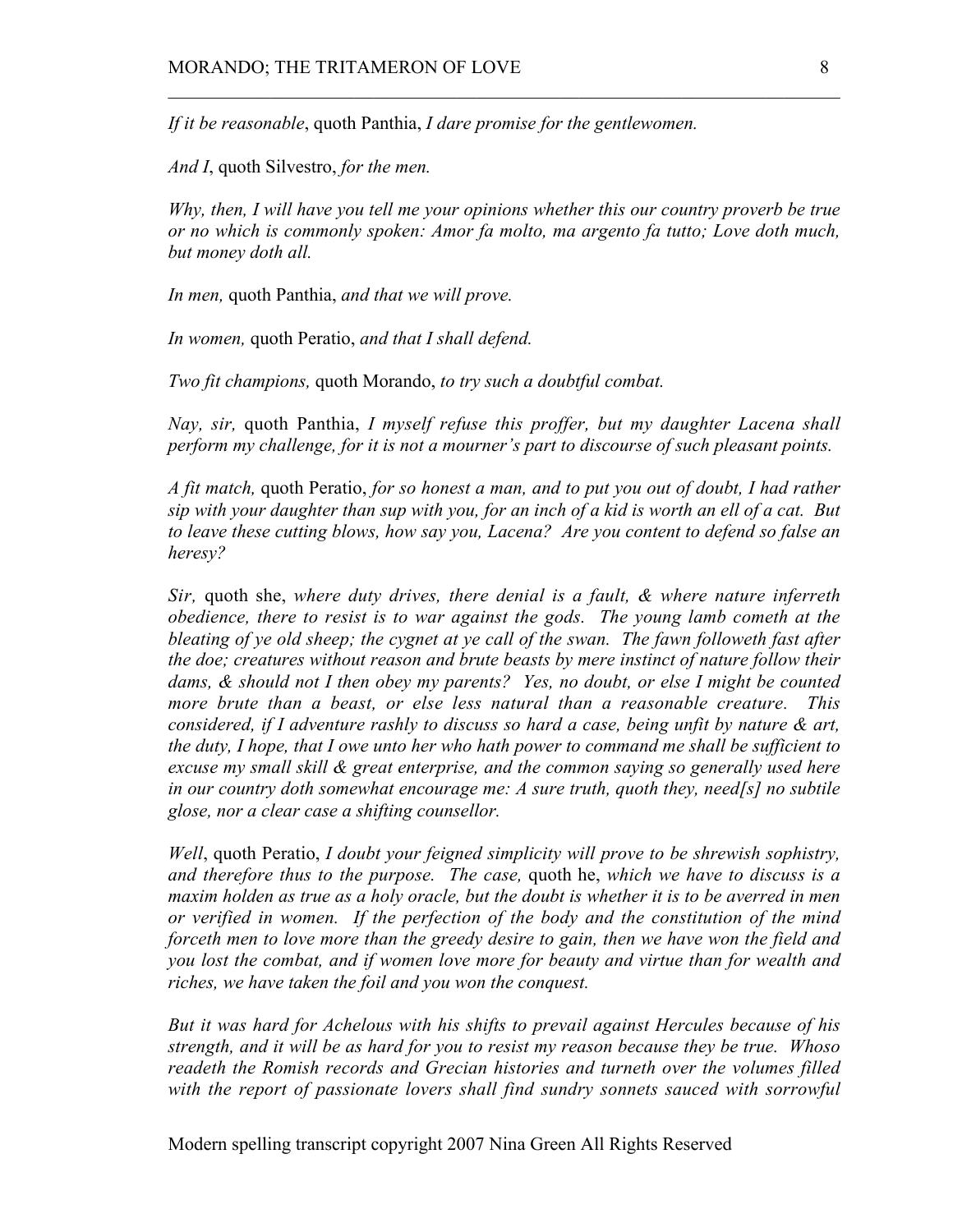*If it be reasonable*, quoth Panthia, *I dare promise for the gentlewomen.*

*And I*, quoth Silvestro, *for the men.*

*Why, then, I will have you tell me your opinions whether this our country proverb be true or no which is commonly spoken: Amor fa molto, ma argento fa tutto; Love doth much, but money doth all.*

*In men,* quoth Panthia, *and that we will prove.*

*In women,* quoth Peratio, *and that I shall defend.*

*Two fit champions,* quoth Morando, *to try such a doubtful combat.*

*Nay, sir,* quoth Panthia, *I myself refuse this proffer, but my daughter Lacena shall perform my challenge, for it is not a mourner's part to discourse of such pleasant points.*

*A fit match,* quoth Peratio, *for so honest a man, and to put you out of doubt, I had rather sip with your daughter than sup with you, for an inch of a kid is worth an ell of a cat. But to leave these cutting blows, how say you, Lacena? Are you content to defend so false an heresy?*

*Sir,* quoth she, *where duty drives, there denial is a fault, & where nature inferreth obedience, there to resist is to war against the gods. The young lamb cometh at the bleating of ye old sheep; the cygnet at ye call of the swan. The fawn followeth fast after the doe; creatures without reason and brute beasts by mere instinct of nature follow their dams, & should not I then obey my parents? Yes, no doubt, or else I might be counted more brute than a beast, or else less natural than a reasonable creature. This considered, if I adventure rashly to discuss so hard a case, being unfit by nature & art, the duty, I hope, that I owe unto her who hath power to command me shall be sufficient to excuse my small skill & great enterprise, and the common saying so generally used here in our country doth somewhat encourage me: A sure truth, quoth they, need[s] no subtile glose, nor a clear case a shifting counsellor.*

*Well*, quoth Peratio, *I doubt your feigned simplicity will prove to be shrewish sophistry, and therefore thus to the purpose. The case,* quoth he, *which we have to discuss is a maxim holden as true as a holy oracle, but the doubt is whether it is to be averred in men or verified in women. If the perfection of the body and the constitution of the mind forceth men to love more than the greedy desire to gain, then we have won the field and you lost the combat, and if women love more for beauty and virtue than for wealth and riches, we have taken the foil and you won the conquest.*

*But it was hard for Achelous with his shifts to prevail against Hercules because of his strength, and it will be as hard for you to resist my reason because they be true. Whoso readeth the Romish records and Grecian histories and turneth over the volumes filled with the report of passionate lovers shall find sundry sonnets sauced with sorrowful*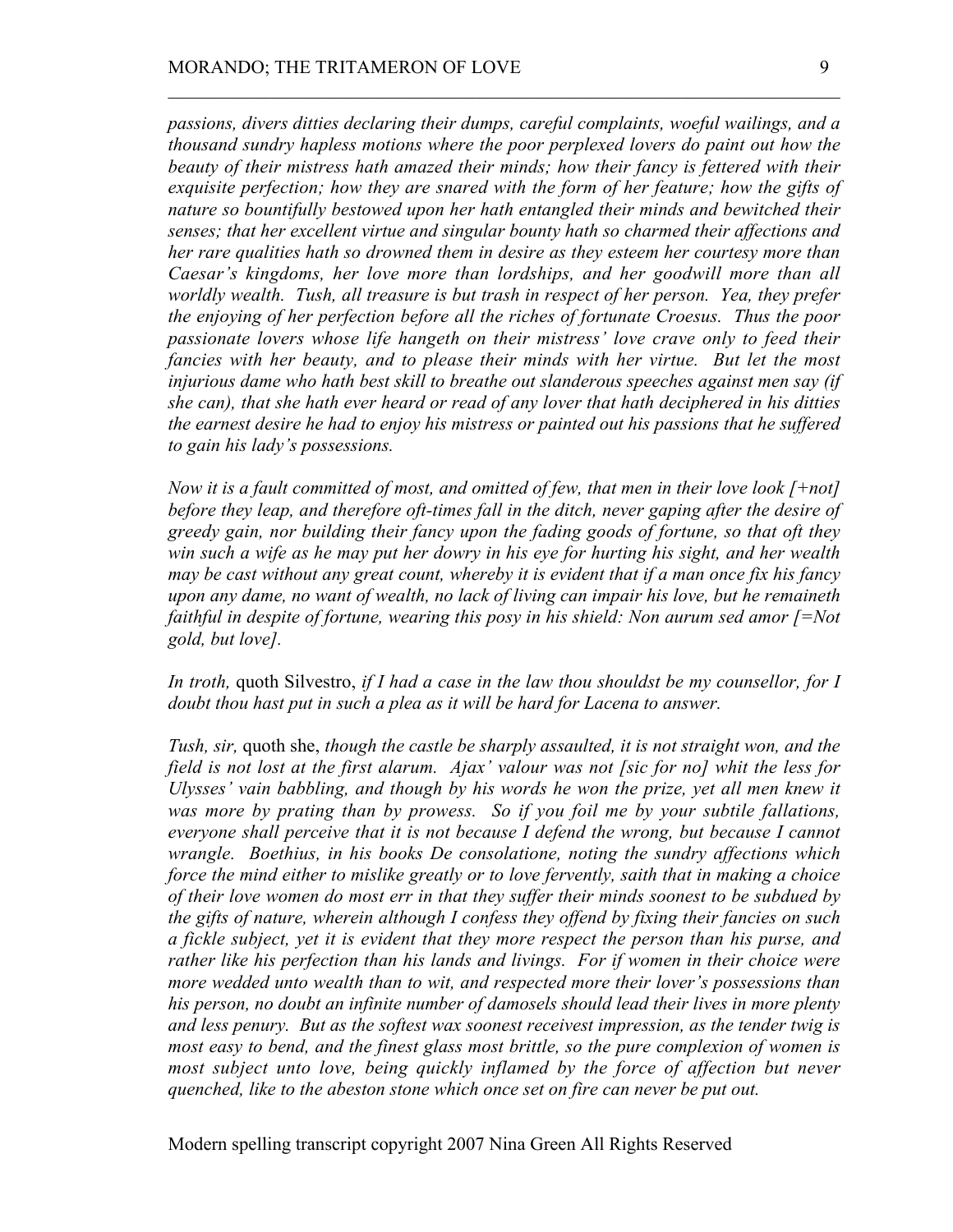*passions, divers ditties declaring their dumps, careful complaints, woeful wailings, and a thousand sundry hapless motions where the poor perplexed lovers do paint out how the beauty of their mistress hath amazed their minds; how their fancy is fettered with their exquisite perfection; how they are snared with the form of her feature; how the gifts of nature so bountifully bestowed upon her hath entangled their minds and bewitched their senses; that her excellent virtue and singular bounty hath so charmed their affections and her rare qualities hath so drowned them in desire as they esteem her courtesy more than Caesar's kingdoms, her love more than lordships, and her goodwill more than all worldly wealth. Tush, all treasure is but trash in respect of her person. Yea, they prefer the enjoying of her perfection before all the riches of fortunate Croesus. Thus the poor passionate lovers whose life hangeth on their mistress' love crave only to feed their fancies with her beauty, and to please their minds with her virtue. But let the most injurious dame who hath best skill to breathe out slanderous speeches against men say (if she can), that she hath ever heard or read of any lover that hath deciphered in his ditties the earnest desire he had to enjoy his mistress or painted out his passions that he suffered to gain his lady's possessions.*

*Now it is a fault committed of most, and omitted of few, that men in their love look [+not] before they leap, and therefore oft-times fall in the ditch, never gaping after the desire of greedy gain, nor building their fancy upon the fading goods of fortune, so that oft they win such a wife as he may put her dowry in his eye for hurting his sight, and her wealth may be cast without any great count, whereby it is evident that if a man once fix his fancy upon any dame, no want of wealth, no lack of living can impair his love, but he remaineth faithful in despite of fortune, wearing this posy in his shield: Non aurum sed amor [=Not gold, but love].*

*In troth,* quoth Silvestro, *if I had a case in the law thou shouldst be my counsellor, for I doubt thou hast put in such a plea as it will be hard for Lacena to answer.*

*Tush, sir,* quoth she, *though the castle be sharply assaulted, it is not straight won, and the field is not lost at the first alarum. Ajax' valour was not [sic for no] whit the less for Ulysses' vain babbling, and though by his words he won the prize, yet all men knew it was more by prating than by prowess. So if you foil me by your subtile fallations, everyone shall perceive that it is not because I defend the wrong, but because I cannot wrangle. Boethius, in his books De consolatione, noting the sundry affections which force the mind either to mislike greatly or to love fervently, saith that in making a choice of their love women do most err in that they suffer their minds soonest to be subdued by the gifts of nature, wherein although I confess they offend by fixing their fancies on such a fickle subject, yet it is evident that they more respect the person than his purse, and rather like his perfection than his lands and livings. For if women in their choice were more wedded unto wealth than to wit, and respected more their lover's possessions than his person, no doubt an infinite number of damosels should lead their lives in more plenty and less penury. But as the softest wax soonest receivest impression, as the tender twig is most easy to bend, and the finest glass most brittle, so the pure complexion of women is most subject unto love, being quickly inflamed by the force of affection but never quenched, like to the abeston stone which once set on fire can never be put out.*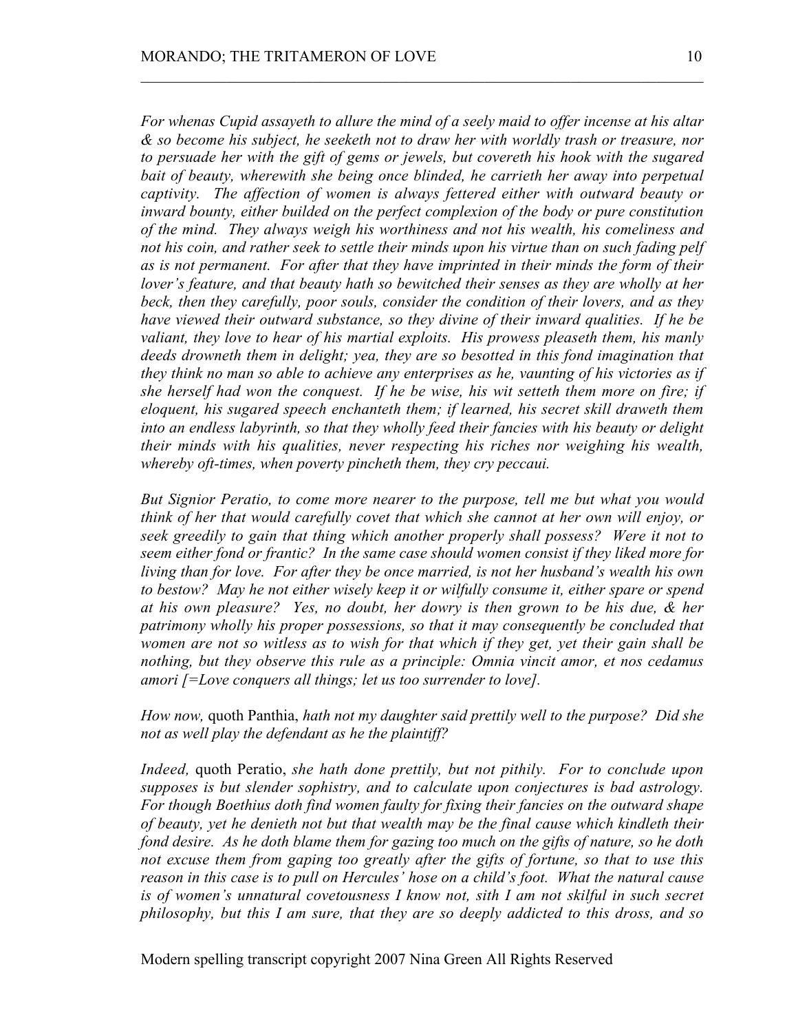*For whenas Cupid assayeth to allure the mind of a seely maid to offer incense at his altar & so become his subject, he seeketh not to draw her with worldly trash or treasure, nor to persuade her with the gift of gems or jewels, but covereth his hook with the sugared bait of beauty, wherewith she being once blinded, he carrieth her away into perpetual captivity. The affection of women is always fettered either with outward beauty or inward bounty, either builded on the perfect complexion of the body or pure constitution of the mind. They always weigh his worthiness and not his wealth, his comeliness and not his coin, and rather seek to settle their minds upon his virtue than on such fading pelf as is not permanent. For after that they have imprinted in their minds the form of their lover's feature, and that beauty hath so bewitched their senses as they are wholly at her beck, then they carefully, poor souls, consider the condition of their lovers, and as they have viewed their outward substance, so they divine of their inward qualities. If he be valiant, they love to hear of his martial exploits. His prowess pleaseth them, his manly deeds drowneth them in delight; yea, they are so besotted in this fond imagination that they think no man so able to achieve any enterprises as he, vaunting of his victories as if she herself had won the conquest. If he be wise, his wit setteth them more on fire; if eloquent, his sugared speech enchanteth them; if learned, his secret skill draweth them into an endless labyrinth, so that they wholly feed their fancies with his beauty or delight their minds with his qualities, never respecting his riches nor weighing his wealth, whereby oft-times, when poverty pincheth them, they cry peccaui.*

*But Signior Peratio, to come more nearer to the purpose, tell me but what you would think of her that would carefully covet that which she cannot at her own will enjoy, or seek greedily to gain that thing which another properly shall possess? Were it not to seem either fond or frantic? In the same case should women consist if they liked more for living than for love. For after they be once married, is not her husband's wealth his own to bestow? May he not either wisely keep it or wilfully consume it, either spare or spend at his own pleasure? Yes, no doubt, her dowry is then grown to be his due, & her patrimony wholly his proper possessions, so that it may consequently be concluded that women are not so witless as to wish for that which if they get, yet their gain shall be nothing, but they observe this rule as a principle: Omnia vincit amor, et nos cedamus amori [=Love conquers all things; let us too surrender to love].*

*How now,* quoth Panthia, *hath not my daughter said prettily well to the purpose? Did she not as well play the defendant as he the plaintiff?*

*Indeed,* quoth Peratio, *she hath done prettily, but not pithily. For to conclude upon supposes is but slender sophistry, and to calculate upon conjectures is bad astrology. For though Boethius doth find women faulty for fixing their fancies on the outward shape of beauty, yet he denieth not but that wealth may be the final cause which kindleth their fond desire. As he doth blame them for gazing too much on the gifts of nature, so he doth not excuse them from gaping too greatly after the gifts of fortune, so that to use this reason in this case is to pull on Hercules' hose on a child's foot. What the natural cause is of women's unnatural covetousness I know not, sith I am not skilful in such secret philosophy, but this I am sure, that they are so deeply addicted to this dross, and so*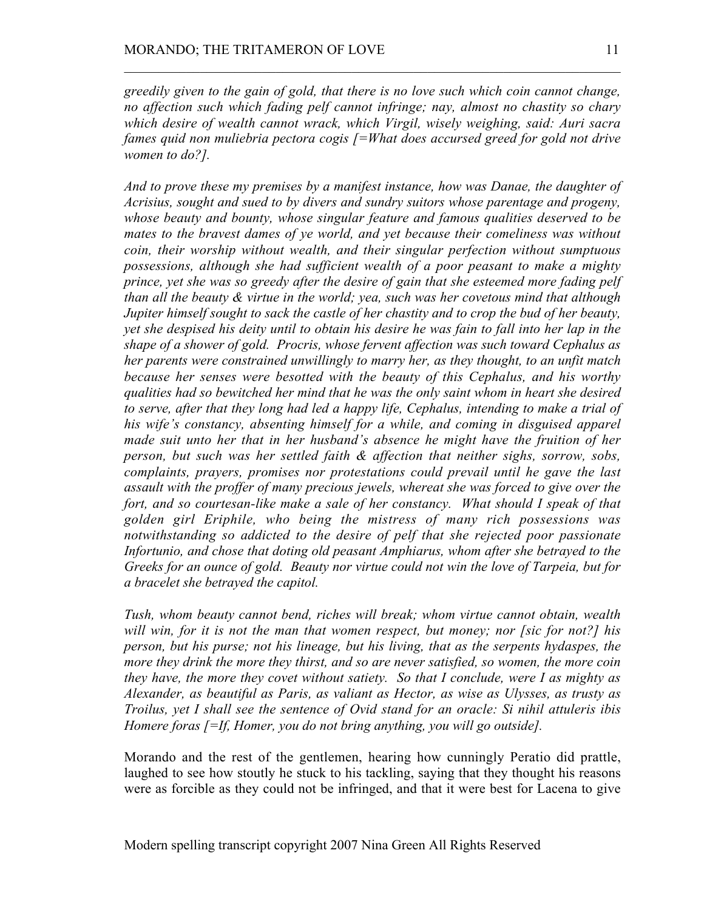*greedily given to the gain of gold, that there is no love such which coin cannot change, no affection such which fading pelf cannot infringe; nay, almost no chastity so chary which desire of wealth cannot wrack, which Virgil, wisely weighing, said: Auri sacra fames quid non muliebria pectora cogis [=What does accursed greed for gold not drive women to do?].*

*And to prove these my premises by a manifest instance, how was Danae, the daughter of Acrisius, sought and sued to by divers and sundry suitors whose parentage and progeny, whose beauty and bounty, whose singular feature and famous qualities deserved to be mates to the bravest dames of ye world, and yet because their comeliness was without coin, their worship without wealth, and their singular perfection without sumptuous possessions, although she had sufficient wealth of a poor peasant to make a mighty prince, yet she was so greedy after the desire of gain that she esteemed more fading pelf than all the beauty & virtue in the world; yea, such was her covetous mind that although Jupiter himself sought to sack the castle of her chastity and to crop the bud of her beauty, yet she despised his deity until to obtain his desire he was fain to fall into her lap in the shape of a shower of gold. Procris, whose fervent affection was such toward Cephalus as her parents were constrained unwillingly to marry her, as they thought, to an unfit match because her senses were besotted with the beauty of this Cephalus, and his worthy qualities had so bewitched her mind that he was the only saint whom in heart she desired to serve, after that they long had led a happy life, Cephalus, intending to make a trial of his wife's constancy, absenting himself for a while, and coming in disguised apparel made suit unto her that in her husband's absence he might have the fruition of her person, but such was her settled faith & affection that neither sighs, sorrow, sobs, complaints, prayers, promises nor protestations could prevail until he gave the last assault with the proffer of many precious jewels, whereat she was forced to give over the fort, and so courtesan-like make a sale of her constancy. What should I speak of that golden girl Eriphile, who being the mistress of many rich possessions was notwithstanding so addicted to the desire of pelf that she rejected poor passionate Infortunio, and chose that doting old peasant Amphiarus, whom after she betrayed to the Greeks for an ounce of gold. Beauty nor virtue could not win the love of Tarpeia, but for a bracelet she betrayed the capitol.*

*Tush, whom beauty cannot bend, riches will break; whom virtue cannot obtain, wealth will win, for it is not the man that women respect, but money; nor [sic for not?] his person, but his purse; not his lineage, but his living, that as the serpents hydaspes, the more they drink the more they thirst, and so are never satisfied, so women, the more coin they have, the more they covet without satiety. So that I conclude, were I as mighty as Alexander, as beautiful as Paris, as valiant as Hector, as wise as Ulysses, as trusty as Troilus, yet I shall see the sentence of Ovid stand for an oracle: Si nihil attuleris ibis Homere foras [=If, Homer, you do not bring anything, you will go outside].*

Morando and the rest of the gentlemen, hearing how cunningly Peratio did prattle, laughed to see how stoutly he stuck to his tackling, saying that they thought his reasons were as forcible as they could not be infringed, and that it were best for Lacena to give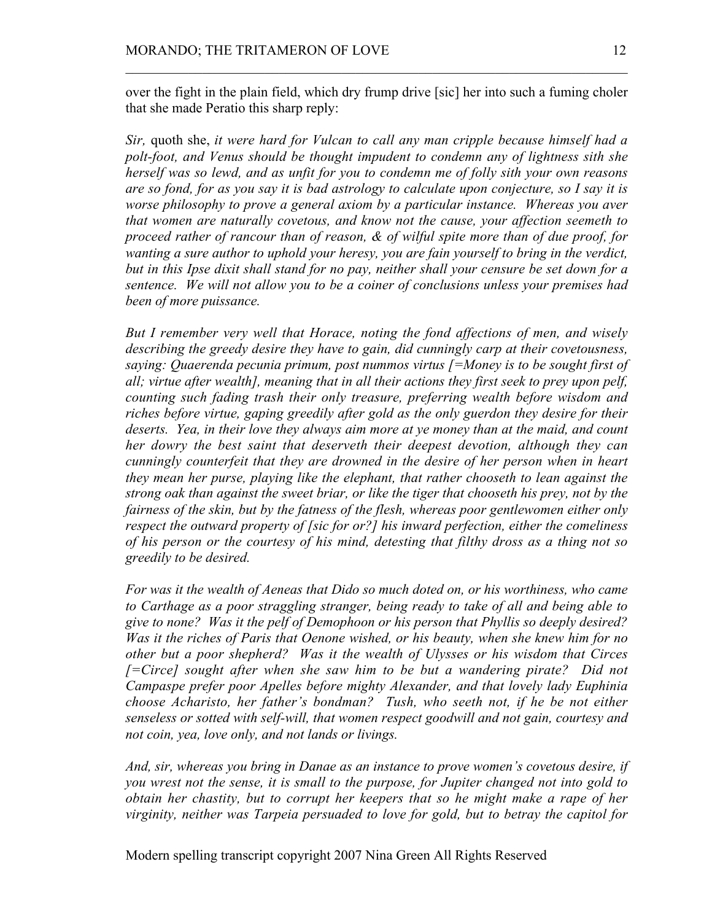over the fight in the plain field, which dry frump drive [sic] her into such a fuming choler that she made Peratio this sharp reply:

*Sir,* quoth she, *it were hard for Vulcan to call any man cripple because himself had a polt-foot, and Venus should be thought impudent to condemn any of lightness sith she herself was so lewd, and as unfit for you to condemn me of folly sith your own reasons are so fond, for as you say it is bad astrology to calculate upon conjecture, so I say it is worse philosophy to prove a general axiom by a particular instance. Whereas you aver that women are naturally covetous, and know not the cause, your affection seemeth to proceed rather of rancour than of reason, & of wilful spite more than of due proof, for wanting a sure author to uphold your heresy, you are fain yourself to bring in the verdict, but in this Ipse dixit shall stand for no pay, neither shall your censure be set down for a sentence. We will not allow you to be a coiner of conclusions unless your premises had been of more puissance.*

*But I remember very well that Horace, noting the fond affections of men, and wisely describing the greedy desire they have to gain, did cunningly carp at their covetousness, saying: Quaerenda pecunia primum, post nummos virtus [=Money is to be sought first of all; virtue after wealth], meaning that in all their actions they first seek to prey upon pelf, counting such fading trash their only treasure, preferring wealth before wisdom and riches before virtue, gaping greedily after gold as the only guerdon they desire for their deserts. Yea, in their love they always aim more at ye money than at the maid, and count her dowry the best saint that deserveth their deepest devotion, although they can cunningly counterfeit that they are drowned in the desire of her person when in heart they mean her purse, playing like the elephant, that rather chooseth to lean against the strong oak than against the sweet briar, or like the tiger that chooseth his prey, not by the fairness of the skin, but by the fatness of the flesh, whereas poor gentlewomen either only respect the outward property of [sic for or?] his inward perfection, either the comeliness of his person or the courtesy of his mind, detesting that filthy dross as a thing not so greedily to be desired.*

*For was it the wealth of Aeneas that Dido so much doted on, or his worthiness, who came to Carthage as a poor straggling stranger, being ready to take of all and being able to give to none? Was it the pelf of Demophoon or his person that Phyllis so deeply desired? Was it the riches of Paris that Oenone wished, or his beauty, when she knew him for no other but a poor shepherd? Was it the wealth of Ulysses or his wisdom that Circes [=Circe] sought after when she saw him to be but a wandering pirate? Did not Campaspe prefer poor Apelles before mighty Alexander, and that lovely lady Euphinia choose Acharisto, her father's bondman? Tush, who seeth not, if he be not either senseless or sotted with self-will, that women respect goodwill and not gain, courtesy and not coin, yea, love only, and not lands or livings.*

*And, sir, whereas you bring in Danae as an instance to prove women's covetous desire, if you wrest not the sense, it is small to the purpose, for Jupiter changed not into gold to obtain her chastity, but to corrupt her keepers that so he might make a rape of her virginity, neither was Tarpeia persuaded to love for gold, but to betray the capitol for*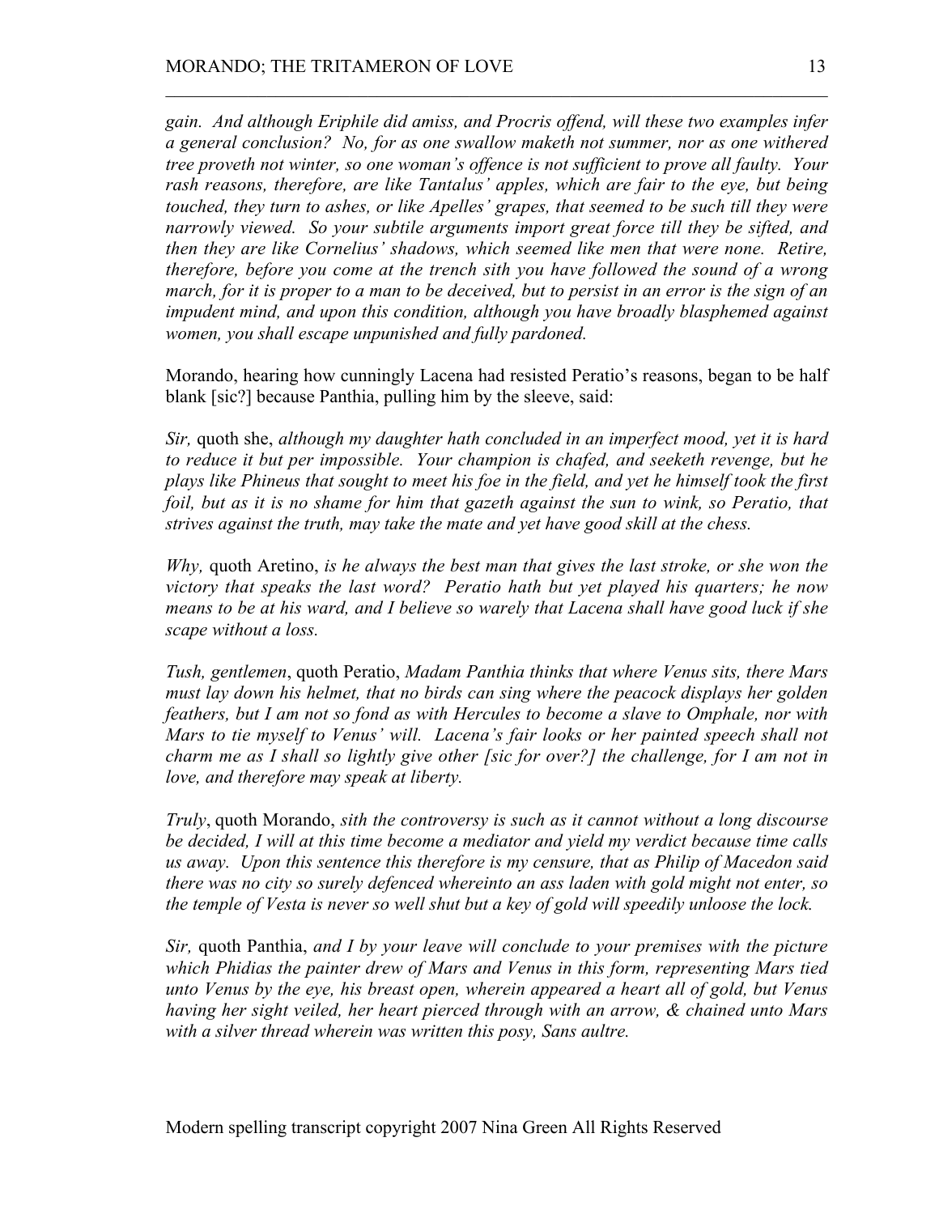*gain. And although Eriphile did amiss, and Procris offend, will these two examples infer a general conclusion? No, for as one swallow maketh not summer, nor as one withered tree proveth not winter, so one woman's offence is not sufficient to prove all faulty. Your rash reasons, therefore, are like Tantalus' apples, which are fair to the eye, but being touched, they turn to ashes, or like Apelles' grapes, that seemed to be such till they were narrowly viewed. So your subtile arguments import great force till they be sifted, and then they are like Cornelius' shadows, which seemed like men that were none. Retire, therefore, before you come at the trench sith you have followed the sound of a wrong march, for it is proper to a man to be deceived, but to persist in an error is the sign of an impudent mind, and upon this condition, although you have broadly blasphemed against women, you shall escape unpunished and fully pardoned.*

Morando, hearing how cunningly Lacena had resisted Peratio's reasons, began to be half blank [sic?] because Panthia, pulling him by the sleeve, said:

*Sir,* quoth she, *although my daughter hath concluded in an imperfect mood, yet it is hard to reduce it but per impossible. Your champion is chafed, and seeketh revenge, but he plays like Phineus that sought to meet his foe in the field, and yet he himself took the first foil, but as it is no shame for him that gazeth against the sun to wink, so Peratio, that strives against the truth, may take the mate and yet have good skill at the chess.*

*Why,* quoth Aretino, *is he always the best man that gives the last stroke, or she won the victory that speaks the last word? Peratio hath but yet played his quarters; he now means to be at his ward, and I believe so warely that Lacena shall have good luck if she scape without a loss.*

*Tush, gentlemen*, quoth Peratio, *Madam Panthia thinks that where Venus sits, there Mars must lay down his helmet, that no birds can sing where the peacock displays her golden feathers, but I am not so fond as with Hercules to become a slave to Omphale, nor with Mars to tie myself to Venus' will. Lacena's fair looks or her painted speech shall not charm me as I shall so lightly give other [sic for over?] the challenge, for I am not in love, and therefore may speak at liberty.*

*Truly*, quoth Morando, *sith the controversy is such as it cannot without a long discourse be decided, I will at this time become a mediator and yield my verdict because time calls us away. Upon this sentence this therefore is my censure, that as Philip of Macedon said there was no city so surely defenced whereinto an ass laden with gold might not enter, so the temple of Vesta is never so well shut but a key of gold will speedily unloose the lock.*

*Sir,* quoth Panthia, *and I by your leave will conclude to your premises with the picture which Phidias the painter drew of Mars and Venus in this form, representing Mars tied unto Venus by the eye, his breast open, wherein appeared a heart all of gold, but Venus having her sight veiled, her heart pierced through with an arrow, & chained unto Mars with a silver thread wherein was written this posy, Sans aultre.*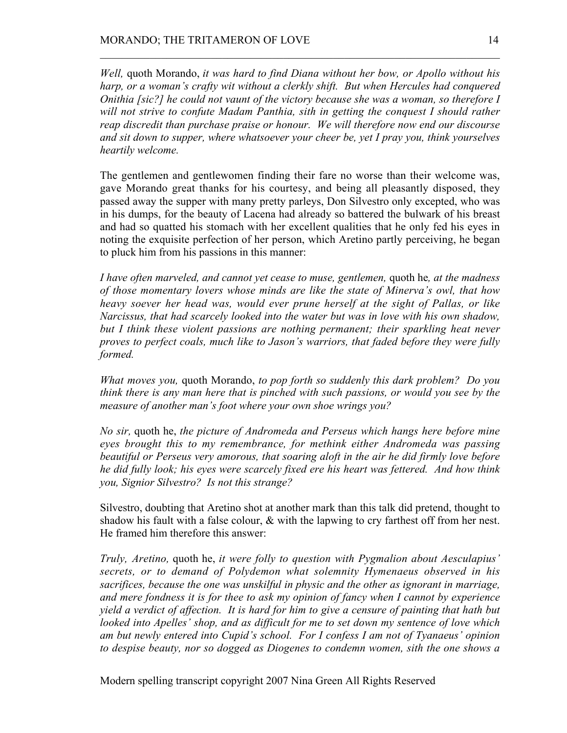*Well,* quoth Morando, *it was hard to find Diana without her bow, or Apollo without his harp, or a woman's crafty wit without a clerkly shift. But when Hercules had conquered Onithia [sic?] he could not vaunt of the victory because she was a woman, so therefore I will not strive to confute Madam Panthia, sith in getting the conquest I should rather reap discredit than purchase praise or honour. We will therefore now end our discourse and sit down to supper, where whatsoever your cheer be, yet I pray you, think yourselves heartily welcome.*

The gentlemen and gentlewomen finding their fare no worse than their welcome was, gave Morando great thanks for his courtesy, and being all pleasantly disposed, they passed away the supper with many pretty parleys, Don Silvestro only excepted, who was in his dumps, for the beauty of Lacena had already so battered the bulwark of his breast and had so quatted his stomach with her excellent qualities that he only fed his eyes in noting the exquisite perfection of her person, which Aretino partly perceiving, he began to pluck him from his passions in this manner:

*I have often marveled, and cannot yet cease to muse, gentlemen,* quoth he*, at the madness of those momentary lovers whose minds are like the state of Minerva's owl, that how heavy soever her head was, would ever prune herself at the sight of Pallas, or like Narcissus, that had scarcely looked into the water but was in love with his own shadow, but I think these violent passions are nothing permanent; their sparkling heat never proves to perfect coals, much like to Jason's warriors, that faded before they were fully formed.*

*What moves you,* quoth Morando, *to pop forth so suddenly this dark problem? Do you think there is any man here that is pinched with such passions, or would you see by the measure of another man's foot where your own shoe wrings you?*

*No sir,* quoth he, *the picture of Andromeda and Perseus which hangs here before mine eyes brought this to my remembrance, for methink either Andromeda was passing beautiful or Perseus very amorous, that soaring aloft in the air he did firmly love before he did fully look; his eyes were scarcely fixed ere his heart was fettered. And how think you, Signior Silvestro? Is not this strange?*

Silvestro, doubting that Aretino shot at another mark than this talk did pretend, thought to shadow his fault with a false colour, & with the lapwing to cry farthest off from her nest. He framed him therefore this answer:

*Truly, Aretino,* quoth he, *it were folly to question with Pygmalion about Aesculapius' secrets, or to demand of Polydemon what solemnity Hymenaeus observed in his sacrifices, because the one was unskilful in physic and the other as ignorant in marriage, and mere fondness it is for thee to ask my opinion of fancy when I cannot by experience yield a verdict of affection. It is hard for him to give a censure of painting that hath but looked into Apelles' shop, and as difficult for me to set down my sentence of love which am but newly entered into Cupid's school. For I confess I am not of Tyanaeus' opinion to despise beauty, nor so dogged as Diogenes to condemn women, sith the one shows a*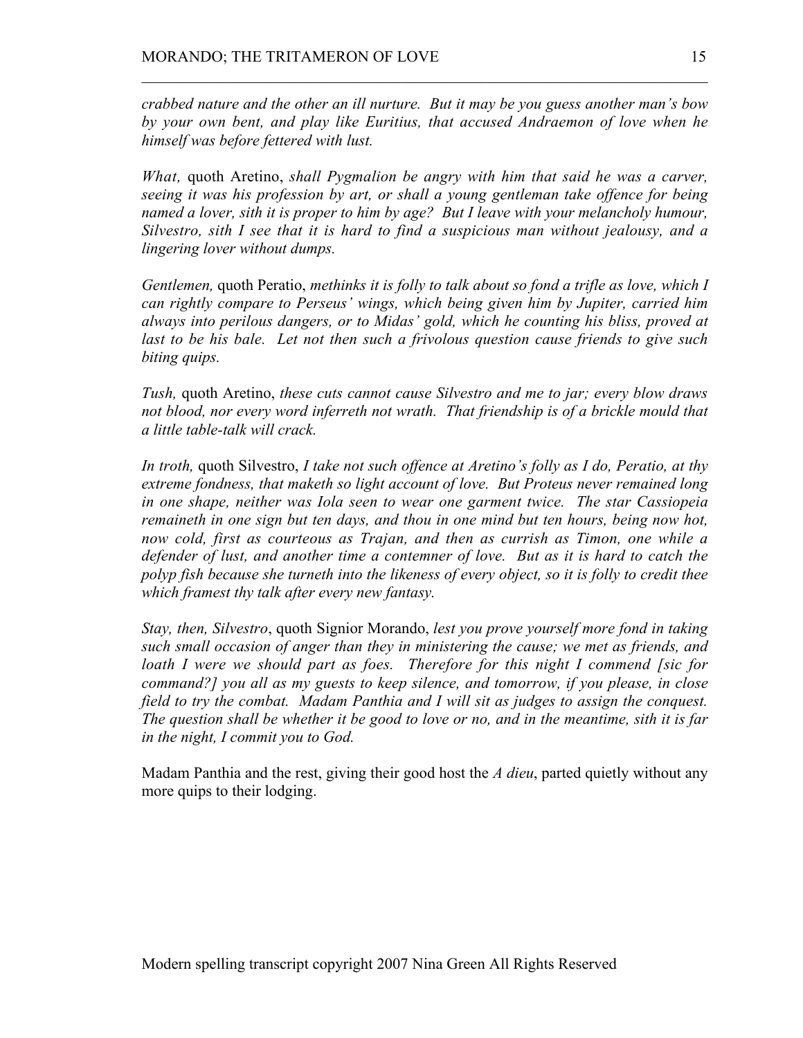*crabbed nature and the other an ill nurture. But it may be you guess another man's bow by your own bent, and play like Euritius, that accused Andraemon of love when he himself was before fettered with lust.*

*What,* quoth Aretino, *shall Pygmalion be angry with him that said he was a carver, seeing it was his profession by art, or shall a young gentleman take offence for being named a lover, sith it is proper to him by age? But I leave with your melancholy humour, Silvestro, sith I see that it is hard to find a suspicious man without jealousy, and a lingering lover without dumps.*

*Gentlemen,* quoth Peratio, *methinks it is folly to talk about so fond a trifle as love, which I can rightly compare to Perseus' wings, which being given him by Jupiter, carried him always into perilous dangers, or to Midas' gold, which he counting his bliss, proved at last to be his bale. Let not then such a frivolous question cause friends to give such biting quips.*

*Tush,* quoth Aretino, *these cuts cannot cause Silvestro and me to jar; every blow draws not blood, nor every word inferreth not wrath. That friendship is of a brickle mould that a little table-talk will crack.*

*In troth,* quoth Silvestro, *I take not such offence at Aretino's folly as I do, Peratio, at thy extreme fondness, that maketh so light account of love. But Proteus never remained long in one shape, neither was Iola seen to wear one garment twice. The star Cassiopeia remaineth in one sign but ten days, and thou in one mind but ten hours, being now hot, now cold, first as courteous as Trajan, and then as currish as Timon, one while a defender of lust, and another time a contemner of love. But as it is hard to catch the polyp fish because she turneth into the likeness of every object, so it is folly to credit thee which framest thy talk after every new fantasy.*

*Stay, then, Silvestro*, quoth Signior Morando, *lest you prove yourself more fond in taking such small occasion of anger than they in ministering the cause; we met as friends, and loath I were we should part as foes. Therefore for this night I commend [sic for command?] you all as my guests to keep silence, and tomorrow, if you please, in close field to try the combat. Madam Panthia and I will sit as judges to assign the conquest. The question shall be whether it be good to love or no, and in the meantime, sith it is far in the night, I commit you to God.*

Madam Panthia and the rest, giving their good host the *A dieu*, parted quietly without any more quips to their lodging.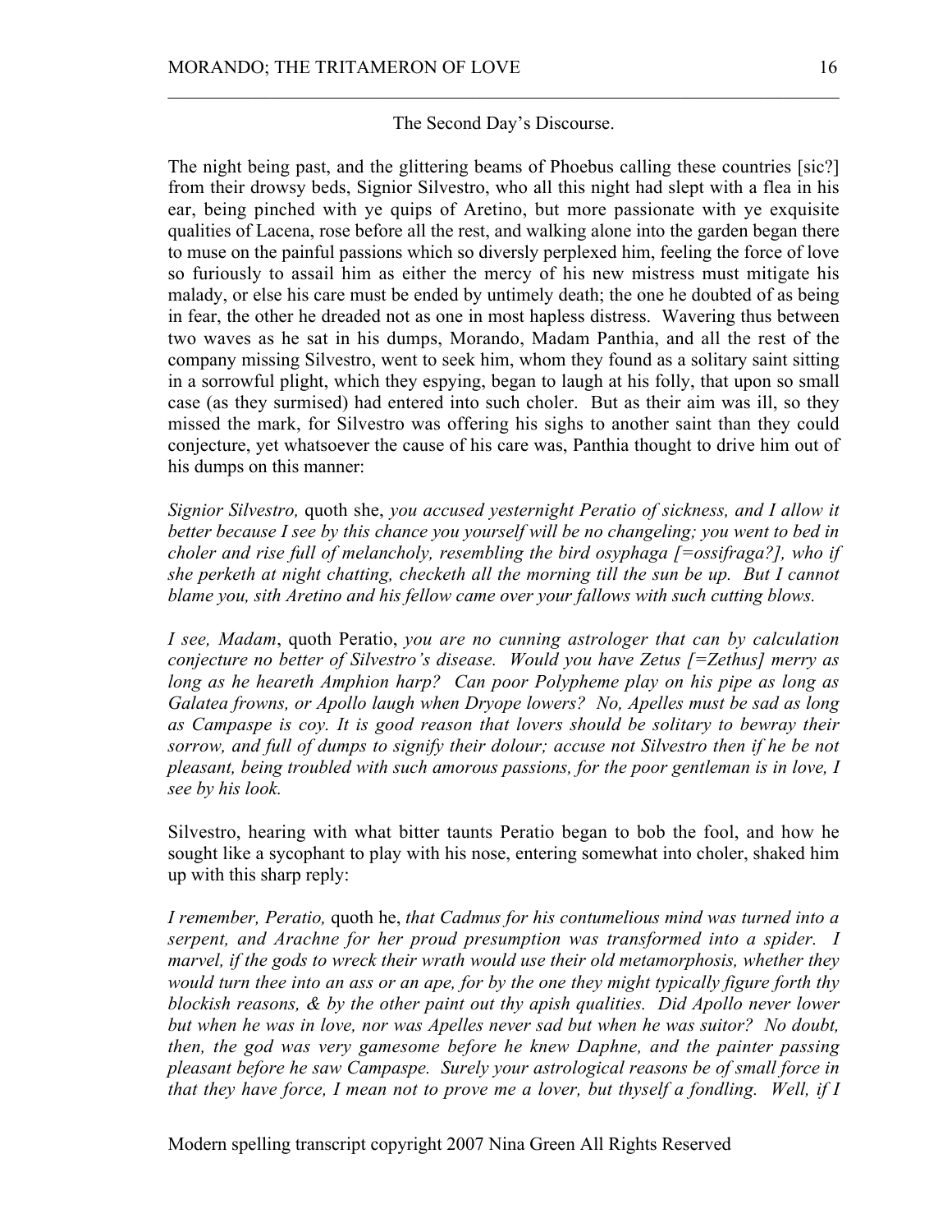The Second Day's Discourse.

The night being past, and the glittering beams of Phoebus calling these countries [sic?] from their drowsy beds, Signior Silvestro, who all this night had slept with a flea in his ear, being pinched with ye quips of Aretino, but more passionate with ye exquisite qualities of Lacena, rose before all the rest, and walking alone into the garden began there to muse on the painful passions which so diversly perplexed him, feeling the force of love so furiously to assail him as either the mercy of his new mistress must mitigate his malady, or else his care must be ended by untimely death; the one he doubted of as being in fear, the other he dreaded not as one in most hapless distress. Wavering thus between two waves as he sat in his dumps, Morando, Madam Panthia, and all the rest of the company missing Silvestro, went to seek him, whom they found as a solitary saint sitting in a sorrowful plight, which they espying, began to laugh at his folly, that upon so small case (as they surmised) had entered into such choler. But as their aim was ill, so they missed the mark, for Silvestro was offering his sighs to another saint than they could conjecture, yet whatsoever the cause of his care was, Panthia thought to drive him out of his dumps on this manner:

*Signior Silvestro,* quoth she, *you accused yesternight Peratio of sickness, and I allow it better because I see by this chance you yourself will be no changeling; you went to bed in choler and rise full of melancholy, resembling the bird osyphaga [=ossifraga?], who if she perketh at night chatting, checketh all the morning till the sun be up. But I cannot blame you, sith Aretino and his fellow came over your fallows with such cutting blows.*

*I see, Madam*, quoth Peratio, *you are no cunning astrologer that can by calculation conjecture no better of Silvestro's disease. Would you have Zetus [=Zethus] merry as long as he heareth Amphion harp? Can poor Polypheme play on his pipe as long as Galatea frowns, or Apollo laugh when Dryope lowers? No, Apelles must be sad as long as Campaspe is coy. It is good reason that lovers should be solitary to bewray their sorrow, and full of dumps to signify their dolour; accuse not Silvestro then if he be not pleasant, being troubled with such amorous passions, for the poor gentleman is in love, I see by his look.*

Silvestro, hearing with what bitter taunts Peratio began to bob the fool, and how he sought like a sycophant to play with his nose, entering somewhat into choler, shaked him up with this sharp reply:

*I remember, Peratio,* quoth he, *that Cadmus for his contumelious mind was turned into a serpent, and Arachne for her proud presumption was transformed into a spider. I marvel, if the gods to wreck their wrath would use their old metamorphosis, whether they would turn thee into an ass or an ape, for by the one they might typically figure forth thy blockish reasons, & by the other paint out thy apish qualities. Did Apollo never lower but when he was in love, nor was Apelles never sad but when he was suitor? No doubt, then, the god was very gamesome before he knew Daphne, and the painter passing pleasant before he saw Campaspe. Surely your astrological reasons be of small force in that they have force, I mean not to prove me a lover, but thyself a fondling. Well, if I*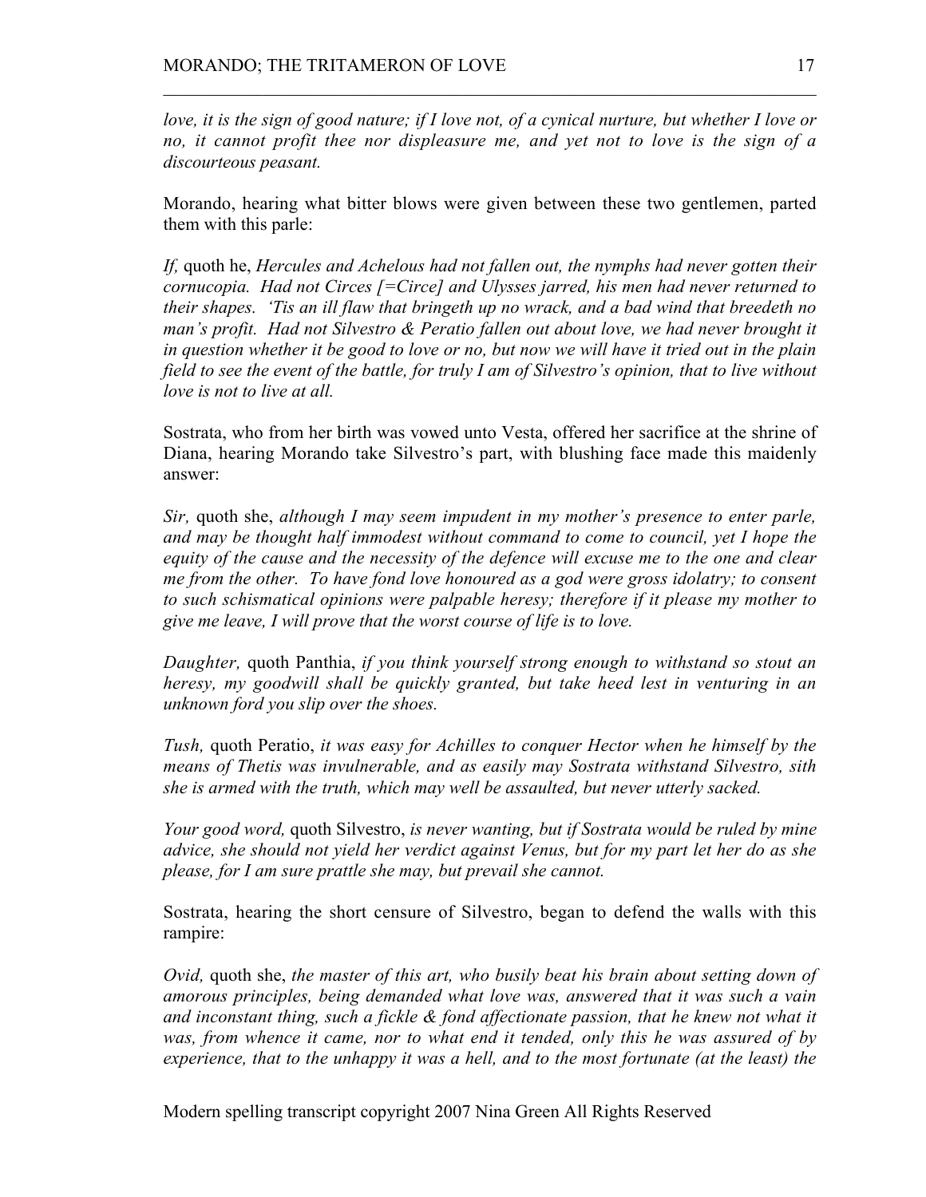*love, it is the sign of good nature; if I love not, of a cynical nurture, but whether I love or no, it cannot profit thee nor displeasure me, and yet not to love is the sign of a discourteous peasant.*

Morando, hearing what bitter blows were given between these two gentlemen, parted them with this parle:

*If,* quoth he, *Hercules and Achelous had not fallen out, the nymphs had never gotten their cornucopia. Had not Circes [=Circe] and Ulysses jarred, his men had never returned to their shapes. 'Tis an ill flaw that bringeth up no wrack, and a bad wind that breedeth no man's profit. Had not Silvestro & Peratio fallen out about love, we had never brought it in question whether it be good to love or no, but now we will have it tried out in the plain field to see the event of the battle, for truly I am of Silvestro's opinion, that to live without love is not to live at all.*

Sostrata, who from her birth was vowed unto Vesta, offered her sacrifice at the shrine of Diana, hearing Morando take Silvestro's part, with blushing face made this maidenly answer:

*Sir,* quoth she, *although I may seem impudent in my mother's presence to enter parle, and may be thought half immodest without command to come to council, yet I hope the equity of the cause and the necessity of the defence will excuse me to the one and clear me from the other. To have fond love honoured as a god were gross idolatry; to consent to such schismatical opinions were palpable heresy; therefore if it please my mother to give me leave, I will prove that the worst course of life is to love.*

*Daughter,* quoth Panthia, *if you think yourself strong enough to withstand so stout an heresy, my goodwill shall be quickly granted, but take heed lest in venturing in an unknown ford you slip over the shoes.*

*Tush,* quoth Peratio, *it was easy for Achilles to conquer Hector when he himself by the means of Thetis was invulnerable, and as easily may Sostrata withstand Silvestro, sith she is armed with the truth, which may well be assaulted, but never utterly sacked.*

*Your good word,* quoth Silvestro, *is never wanting, but if Sostrata would be ruled by mine advice, she should not yield her verdict against Venus, but for my part let her do as she please, for I am sure prattle she may, but prevail she cannot.*

Sostrata, hearing the short censure of Silvestro, began to defend the walls with this rampire:

*Ovid,* quoth she, *the master of this art, who busily beat his brain about setting down of amorous principles, being demanded what love was, answered that it was such a vain and inconstant thing, such a fickle & fond affectionate passion, that he knew not what it was, from whence it came, nor to what end it tended, only this he was assured of by experience, that to the unhappy it was a hell, and to the most fortunate (at the least) the*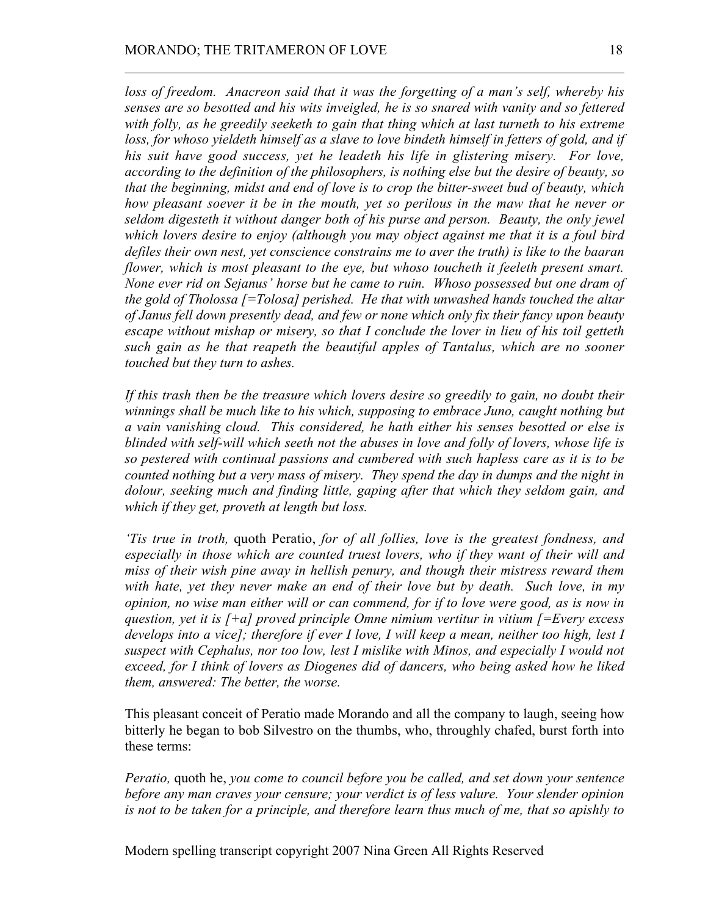*loss of freedom. Anacreon said that it was the forgetting of a man's self, whereby his senses are so besotted and his wits inveigled, he is so snared with vanity and so fettered with folly, as he greedily seeketh to gain that thing which at last turneth to his extreme loss, for whoso yieldeth himself as a slave to love bindeth himself in fetters of gold, and if his suit have good success, yet he leadeth his life in glistering misery. For love, according to the definition of the philosophers, is nothing else but the desire of beauty, so that the beginning, midst and end of love is to crop the bitter-sweet bud of beauty, which how pleasant soever it be in the mouth, yet so perilous in the maw that he never or seldom digesteth it without danger both of his purse and person. Beauty, the only jewel which lovers desire to enjoy (although you may object against me that it is a foul bird defiles their own nest, yet conscience constrains me to aver the truth) is like to the baaran flower, which is most pleasant to the eye, but whoso toucheth it feeleth present smart. None ever rid on Sejanus' horse but he came to ruin. Whoso possessed but one dram of the gold of Tholossa [=Tolosa] perished. He that with unwashed hands touched the altar of Janus fell down presently dead, and few or none which only fix their fancy upon beauty escape without mishap or misery, so that I conclude the lover in lieu of his toil getteth such gain as he that reapeth the beautiful apples of Tantalus, which are no sooner touched but they turn to ashes.*

*If this trash then be the treasure which lovers desire so greedily to gain, no doubt their winnings shall be much like to his which, supposing to embrace Juno, caught nothing but a vain vanishing cloud. This considered, he hath either his senses besotted or else is blinded with self-will which seeth not the abuses in love and folly of lovers, whose life is so pestered with continual passions and cumbered with such hapless care as it is to be counted nothing but a very mass of misery. They spend the day in dumps and the night in dolour, seeking much and finding little, gaping after that which they seldom gain, and which if they get, proveth at length but loss.*

*'Tis true in troth,* quoth Peratio, *for of all follies, love is the greatest fondness, and especially in those which are counted truest lovers, who if they want of their will and miss of their wish pine away in hellish penury, and though their mistress reward them with hate, yet they never make an end of their love but by death. Such love, in my opinion, no wise man either will or can commend, for if to love were good, as is now in question, yet it is [+a] proved principle Omne nimium vertitur in vitium [=Every excess develops into a vice]; therefore if ever I love, I will keep a mean, neither too high, lest I suspect with Cephalus, nor too low, lest I mislike with Minos, and especially I would not exceed, for I think of lovers as Diogenes did of dancers, who being asked how he liked them, answered: The better, the worse.*

This pleasant conceit of Peratio made Morando and all the company to laugh, seeing how bitterly he began to bob Silvestro on the thumbs, who, throughly chafed, burst forth into these terms:

*Peratio,* quoth he, *you come to council before you be called, and set down your sentence before any man craves your censure; your verdict is of less value. Your slender opinion is not to be taken for a principle, and therefore learn thus much of me, that so apishly to*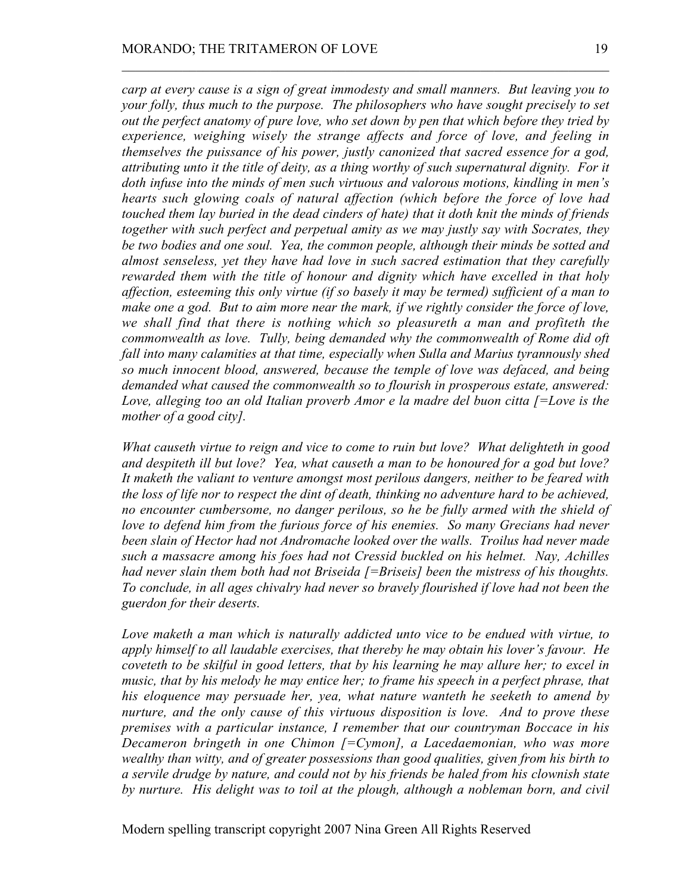*carp at every cause is a sign of great immodesty and small manners. But leaving you to your folly, thus much to the purpose. The philosophers who have sought precisely to set out the perfect anatomy of pure love, who set down by pen that which before they tried by experience, weighing wisely the strange affects and force of love, and feeling in themselves the puissance of his power, justly canonized that sacred essence for a god, attributing unto it the title of deity, as a thing worthy of such supernatural dignity. For it doth infuse into the minds of men such virtuous and valorous motions, kindling in men's hearts such glowing coals of natural affection (which before the force of love had touched them lay buried in the dead cinders of hate) that it doth knit the minds of friends together with such perfect and perpetual amity as we may justly say with Socrates, they be two bodies and one soul. Yea, the common people, although their minds be sotted and almost senseless, yet they have had love in such sacred estimation that they carefully rewarded them with the title of honour and dignity which have excelled in that holy affection, esteeming this only virtue (if so basely it may be termed) sufficient of a man to make one a god. But to aim more near the mark, if we rightly consider the force of love, we shall find that there is nothing which so pleasureth a man and profiteth the commonwealth as love. Tully, being demanded why the commonwealth of Rome did oft fall into many calamities at that time, especially when Sulla and Marius tyrannously shed so much innocent blood, answered, because the temple of love was defaced, and being demanded what caused the commonwealth so to flourish in prosperous estate, answered: Love, alleging too an old Italian proverb Amor e la madre del buon citta [=Love is the mother of a good city].*

*What causeth virtue to reign and vice to come to ruin but love? What delighteth in good and despiteth ill but love? Yea, what causeth a man to be honoured for a god but love? It maketh the valiant to venture amongst most perilous dangers, neither to be feared with the loss of life nor to respect the dint of death, thinking no adventure hard to be achieved, no encounter cumbersome, no danger perilous, so he be fully armed with the shield of love to defend him from the furious force of his enemies. So many Grecians had never been slain of Hector had not Andromache looked over the walls. Troilus had never made such a massacre among his foes had not Cressid buckled on his helmet. Nay, Achilles had never slain them both had not Briseida [=Briseis] been the mistress of his thoughts. To conclude, in all ages chivalry had never so bravely flourished if love had not been the guerdon for their deserts.*

*Love maketh a man which is naturally addicted unto vice to be endued with virtue, to apply himself to all laudable exercises, that thereby he may obtain his lover's favour. He coveteth to be skilful in good letters, that by his learning he may allure her; to excel in music, that by his melody he may entice her; to frame his speech in a perfect phrase, that his eloquence may persuade her, yea, what nature wanteth he seeketh to amend by nurture, and the only cause of this virtuous disposition is love. And to prove these premises with a particular instance, I remember that our countryman Boccace in his Decameron bringeth in one Chimon [=Cymon], a Lacedaemonian, who was more wealthy than witty, and of greater possessions than good qualities, given from his birth to a servile drudge by nature, and could not by his friends be haled from his clownish state by nurture. His delight was to toil at the plough, although a nobleman born, and civil*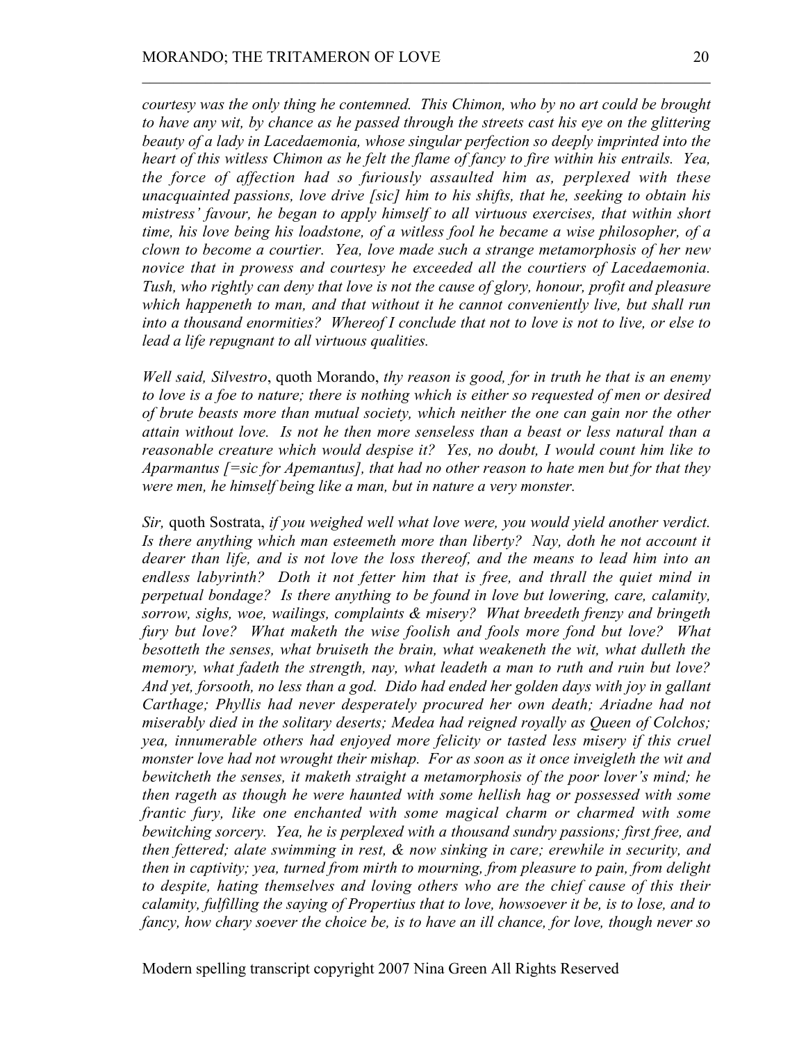*courtesy was the only thing he contemned. This Chimon, who by no art could be brought to have any wit, by chance as he passed through the streets cast his eye on the glittering beauty of a lady in Lacedaemonia, whose singular perfection so deeply imprinted into the heart of this witless Chimon as he felt the flame of fancy to fire within his entrails. Yea, the force of affection had so furiously assaulted him as, perplexed with these unacquainted passions, love drive [sic] him to his shifts, that he, seeking to obtain his mistress' favour, he began to apply himself to all virtuous exercises, that within short time, his love being his loadstone, of a witless fool he became a wise philosopher, of a clown to become a courtier. Yea, love made such a strange metamorphosis of her new novice that in prowess and courtesy he exceeded all the courtiers of Lacedaemonia. Tush, who rightly can deny that love is not the cause of glory, honour, profit and pleasure which happeneth to man, and that without it he cannot conveniently live, but shall run into a thousand enormities? Whereof I conclude that not to love is not to live, or else to lead a life repugnant to all virtuous qualities.*

*Well said, Silvestro*, quoth Morando, *thy reason is good, for in truth he that is an enemy to love is a foe to nature; there is nothing which is either so requested of men or desired of brute beasts more than mutual society, which neither the one can gain nor the other attain without love. Is not he then more senseless than a beast or less natural than a reasonable creature which would despise it? Yes, no doubt, I would count him like to Aparmantus [=sic for Apemantus], that had no other reason to hate men but for that they were men, he himself being like a man, but in nature a very monster.*

*Sir,* quoth Sostrata, *if you weighed well what love were, you would yield another verdict. Is there anything which man esteemeth more than liberty? Nay, doth he not account it dearer than life, and is not love the loss thereof, and the means to lead him into an endless labyrinth? Doth it not fetter him that is free, and thrall the quiet mind in perpetual bondage? Is there anything to be found in love but lowering, care, calamity, sorrow, sighs, woe, wailings, complaints & misery? What breedeth frenzy and bringeth fury but love? What maketh the wise foolish and fools more fond but love? What besotteth the senses, what bruiseth the brain, what weakeneth the wit, what dulleth the memory, what fadeth the strength, nay, what leadeth a man to ruth and ruin but love? And yet, forsooth, no less than a god. Dido had ended her golden days with joy in gallant Carthage; Phyllis had never desperately procured her own death; Ariadne had not miserably died in the solitary deserts; Medea had reigned royally as Queen of Colchos; yea, innumerable others had enjoyed more felicity or tasted less misery if this cruel monster love had not wrought their mishap. For as soon as it once inveigleth the wit and bewitcheth the senses, it maketh straight a metamorphosis of the poor lover's mind; he then rageth as though he were haunted with some hellish hag or possessed with some frantic fury, like one enchanted with some magical charm or charmed with some bewitching sorcery. Yea, he is perplexed with a thousand sundry passions; first free, and then fettered; alate swimming in rest, & now sinking in care; erewhile in security, and then in captivity; yea, turned from mirth to mourning, from pleasure to pain, from delight to despite, hating themselves and loving others who are the chief cause of this their calamity, fulfilling the saying of Propertius that to love, howsoever it be, is to lose, and to fancy, how chary soever the choice be, is to have an ill chance, for love, though never so*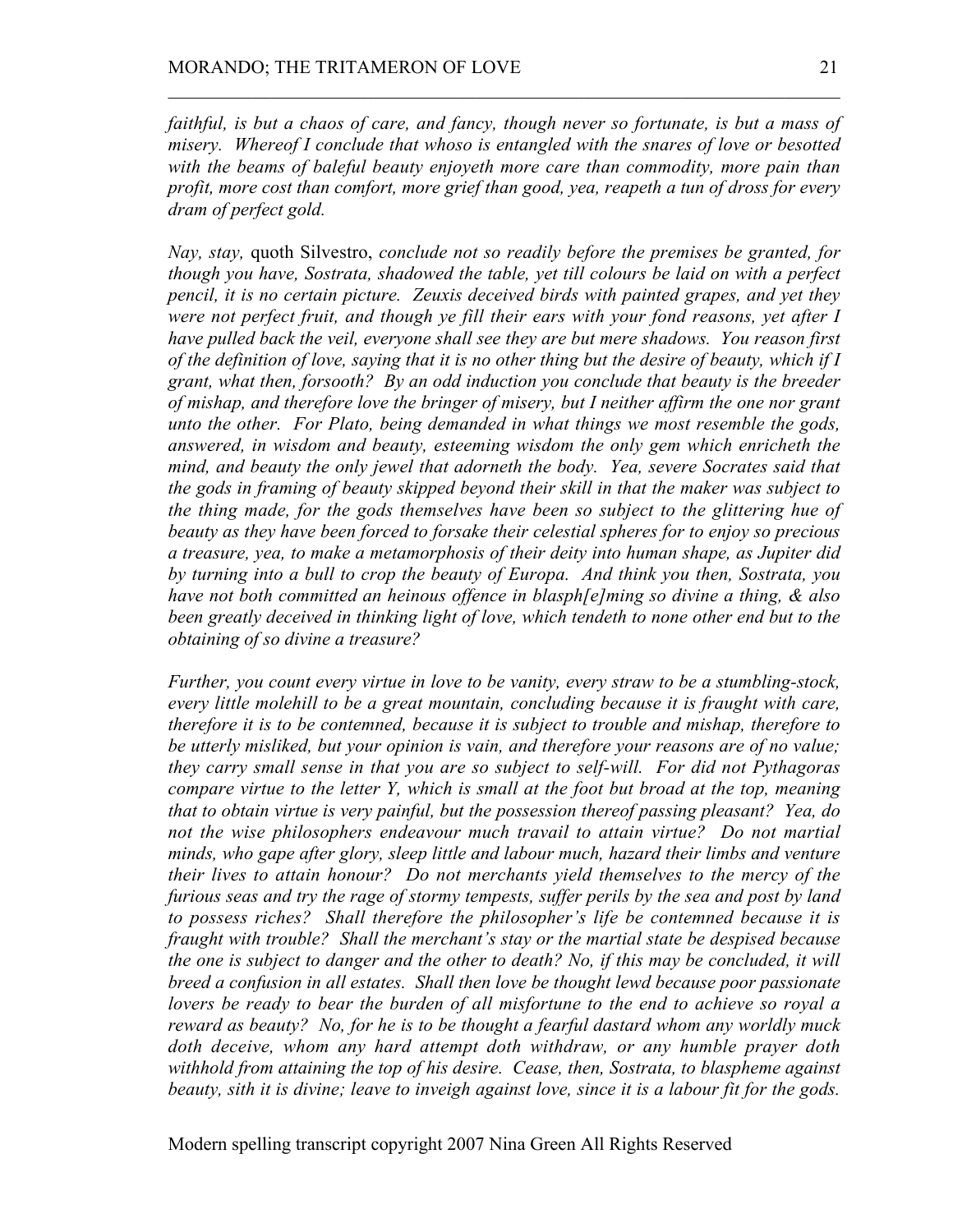*faithful, is but a chaos of care, and fancy, though never so fortunate, is but a mass of misery. Whereof I conclude that whoso is entangled with the snares of love or besotted with the beams of baleful beauty enjoyeth more care than commodity, more pain than profit, more cost than comfort, more grief than good, yea, reapeth a tun of dross for every dram of perfect gold.*

*Nay, stay,* quoth Silvestro, *conclude not so readily before the premises be granted, for though you have, Sostrata, shadowed the table, yet till colours be laid on with a perfect pencil, it is no certain picture. Zeuxis deceived birds with painted grapes, and yet they were not perfect fruit, and though ye fill their ears with your fond reasons, yet after I have pulled back the veil, everyone shall see they are but mere shadows. You reason first of the definition of love, saying that it is no other thing but the desire of beauty, which if I grant, what then, forsooth? By an odd induction you conclude that beauty is the breeder of mishap, and therefore love the bringer of misery, but I neither affirm the one nor grant unto the other. For Plato, being demanded in what things we most resemble the gods, answered, in wisdom and beauty, esteeming wisdom the only gem which enricheth the mind, and beauty the only jewel that adorneth the body. Yea, severe Socrates said that the gods in framing of beauty skipped beyond their skill in that the maker was subject to the thing made, for the gods themselves have been so subject to the glittering hue of beauty as they have been forced to forsake their celestial spheres for to enjoy so precious a treasure, yea, to make a metamorphosis of their deity into human shape, as Jupiter did by turning into a bull to crop the beauty of Europa. And think you then, Sostrata, you have not both committed an heinous offence in blasph[e]ming so divine a thing, & also been greatly deceived in thinking light of love, which tendeth to none other end but to the obtaining of so divine a treasure?*

*Further, you count every virtue in love to be vanity, every straw to be a stumbling-stock, every little molehill to be a great mountain, concluding because it is fraught with care, therefore it is to be contemned, because it is subject to trouble and mishap, therefore to be utterly misliked, but your opinion is vain, and therefore your reasons are of no value; they carry small sense in that you are so subject to self-will. For did not Pythagoras compare virtue to the letter Y, which is small at the foot but broad at the top, meaning that to obtain virtue is very painful, but the possession thereof passing pleasant? Yea, do not the wise philosophers endeavour much travail to attain virtue? Do not martial minds, who gape after glory, sleep little and labour much, hazard their limbs and venture their lives to attain honour? Do not merchants yield themselves to the mercy of the furious seas and try the rage of stormy tempests, suffer perils by the sea and post by land to possess riches? Shall therefore the philosopher's life be contemned because it is fraught with trouble? Shall the merchant's stay or the martial state be despised because the one is subject to danger and the other to death? No, if this may be concluded, it will breed a confusion in all estates. Shall then love be thought lewd because poor passionate lovers be ready to bear the burden of all misfortune to the end to achieve so royal a reward as beauty? No, for he is to be thought a fearful dastard whom any worldly muck doth deceive, whom any hard attempt doth withdraw, or any humble prayer doth withhold from attaining the top of his desire. Cease, then, Sostrata, to blaspheme against beauty, sith it is divine; leave to inveigh against love, since it is a labour fit for the gods.*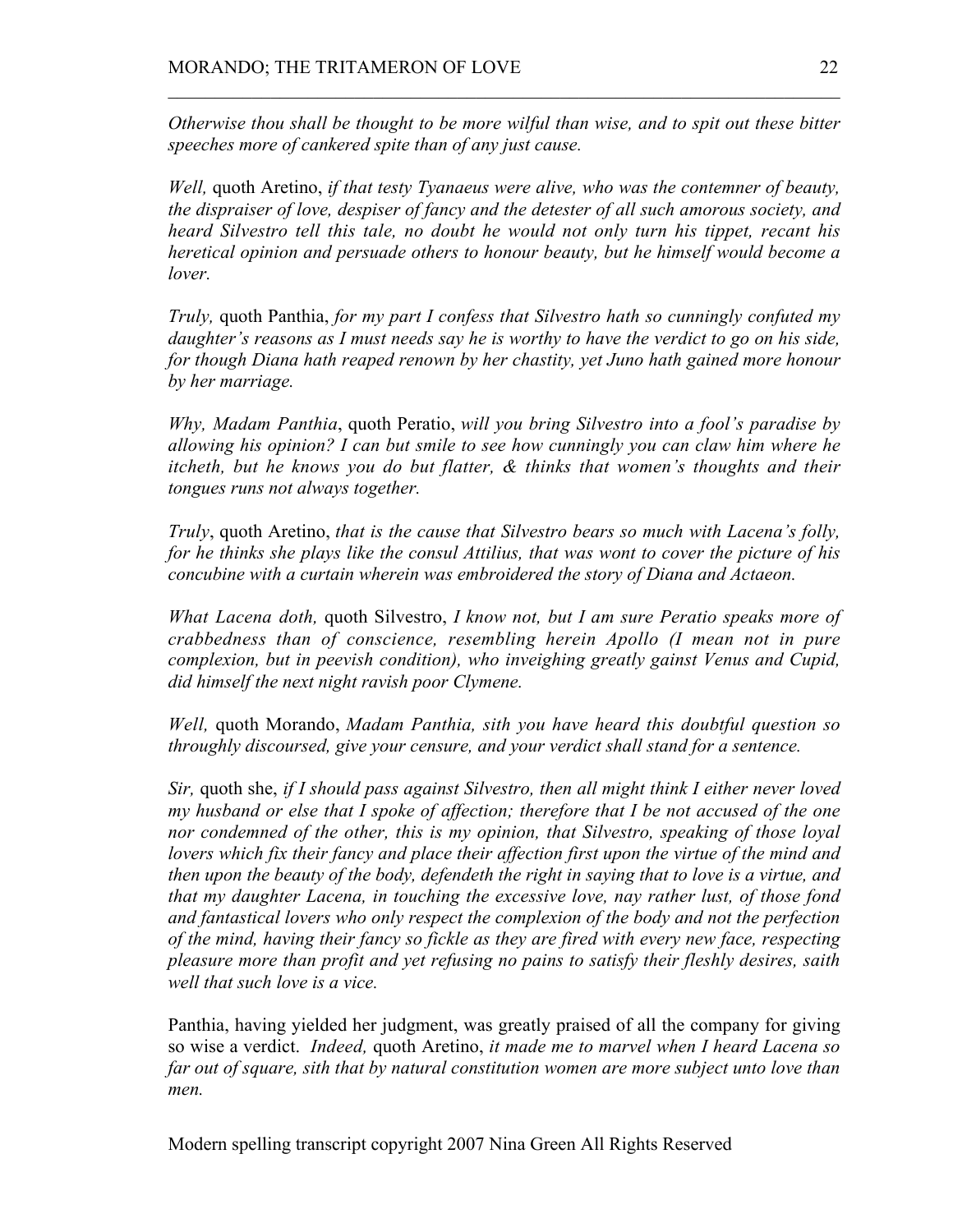*Otherwise thou shall be thought to be more wilful than wise, and to spit out these bitter speeches more of cankered spite than of any just cause.*

*Well,* quoth Aretino, *if that testy Tyanaeus were alive, who was the contemner of beauty, the dispraiser of love, despiser of fancy and the detester of all such amorous society, and heard Silvestro tell this tale, no doubt he would not only turn his tippet, recant his heretical opinion and persuade others to honour beauty, but he himself would become a lover.*

*Truly,* quoth Panthia, *for my part I confess that Silvestro hath so cunningly confuted my daughter's reasons as I must needs say he is worthy to have the verdict to go on his side, for though Diana hath reaped renown by her chastity, yet Juno hath gained more honour by her marriage.*

*Why, Madam Panthia*, quoth Peratio, *will you bring Silvestro into a fool's paradise by allowing his opinion? I can but smile to see how cunningly you can claw him where he itcheth, but he knows you do but flatter, & thinks that women's thoughts and their tongues runs not always together.*

*Truly*, quoth Aretino, *that is the cause that Silvestro bears so much with Lacena's folly, for he thinks she plays like the consul Attilius, that was wont to cover the picture of his concubine with a curtain wherein was embroidered the story of Diana and Actaeon.*

*What Lacena doth,* quoth Silvestro, *I know not, but I am sure Peratio speaks more of crabbedness than of conscience, resembling herein Apollo (I mean not in pure complexion, but in peevish condition), who inveighing greatly gainst Venus and Cupid, did himself the next night ravish poor Clymene.*

*Well,* quoth Morando, *Madam Panthia, sith you have heard this doubtful question so throughly discoursed, give your censure, and your verdict shall stand for a sentence.*

*Sir,* quoth she, *if I should pass against Silvestro, then all might think I either never loved my husband or else that I spoke of affection; therefore that I be not accused of the one nor condemned of the other, this is my opinion, that Silvestro, speaking of those loyal lovers which fix their fancy and place their affection first upon the virtue of the mind and then upon the beauty of the body, defendeth the right in saying that to love is a virtue, and that my daughter Lacena, in touching the excessive love, nay rather lust, of those fond and fantastical lovers who only respect the complexion of the body and not the perfection of the mind, having their fancy so fickle as they are fired with every new face, respecting pleasure more than profit and yet refusing no pains to satisfy their fleshly desires, saith well that such love is a vice.*

Panthia, having yielded her judgment, was greatly praised of all the company for giving so wise a verdict. *Indeed,* quoth Aretino, *it made me to marvel when I heard Lacena so far out of square, sith that by natural constitution women are more subject unto love than men.*

Modern spelling transcript copyright 2007 Nina Green All Rights Reserved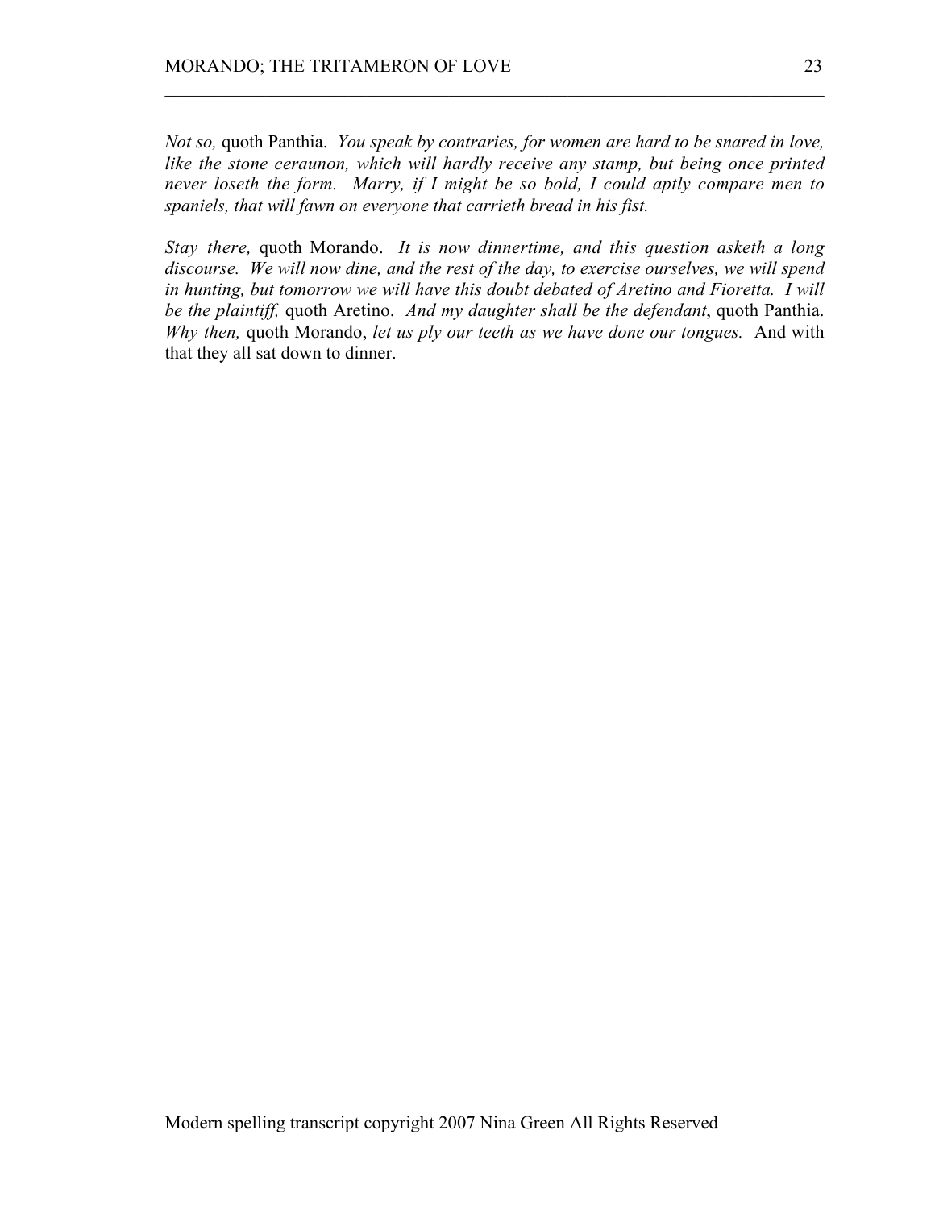*Not so,* quoth Panthia. *You speak by contraries, for women are hard to be snared in love, like the stone ceraunon, which will hardly receive any stamp, but being once printed never loseth the form. Marry, if I might be so bold, I could aptly compare men to spaniels, that will fawn on everyone that carrieth bread in his fist.*

*Stay there,* quoth Morando. *It is now dinnertime, and this question asketh a long discourse. We will now dine, and the rest of the day, to exercise ourselves, we will spend in hunting, but tomorrow we will have this doubt debated of Aretino and Fioretta. I will be the plaintiff,* quoth Aretino. *And my daughter shall be the defendant*, quoth Panthia. *Why then,* quoth Morando, *let us ply our teeth as we have done our tongues.* And with that they all sat down to dinner.

Modern spelling transcript copyright 2007 Nina Green All Rights Reserved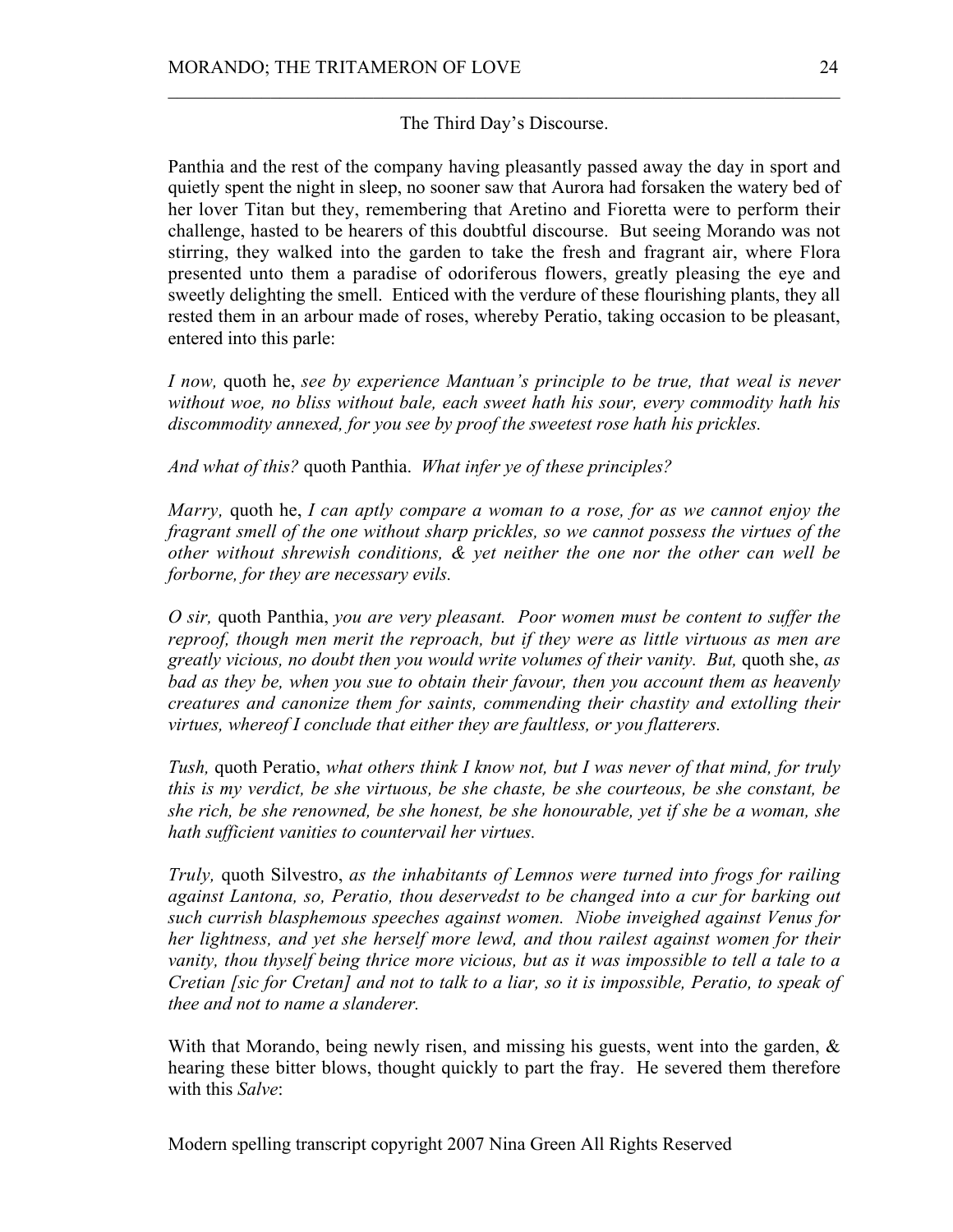The Third Day's Discourse.

Panthia and the rest of the company having pleasantly passed away the day in sport and quietly spent the night in sleep, no sooner saw that Aurora had forsaken the watery bed of her lover Titan but they, remembering that Aretino and Fioretta were to perform their challenge, hasted to be hearers of this doubtful discourse. But seeing Morando was not stirring, they walked into the garden to take the fresh and fragrant air, where Flora presented unto them a paradise of odoriferous flowers, greatly pleasing the eye and sweetly delighting the smell. Enticed with the verdure of these flourishing plants, they all rested them in an arbour made of roses, whereby Peratio, taking occasion to be pleasant, entered into this parle:

*I now,* quoth he, *see by experience Mantuan's principle to be true, that weal is never without woe, no bliss without bale, each sweet hath his sour, every commodity hath his discommodity annexed, for you see by proof the sweetest rose hath his prickles.*

*And what of this?* quoth Panthia. *What infer ye of these principles?*

*Marry,* quoth he, *I can aptly compare a woman to a rose, for as we cannot enjoy the fragrant smell of the one without sharp prickles, so we cannot possess the virtues of the other without shrewish conditions, & yet neither the one nor the other can well be forborne, for they are necessary evils.*

*O sir,* quoth Panthia, *you are very pleasant. Poor women must be content to suffer the reproof, though men merit the reproach, but if they were as little virtuous as men are greatly vicious, no doubt then you would write volumes of their vanity. But,* quoth she, *as bad as they be, when you sue to obtain their favour, then you account them as heavenly creatures and canonize them for saints, commending their chastity and extolling their virtues, whereof I conclude that either they are faultless, or you flatterers.*

*Tush,* quoth Peratio, *what others think I know not, but I was never of that mind, for truly this is my verdict, be she virtuous, be she chaste, be she courteous, be she constant, be she rich, be she renowned, be she honest, be she honourable, yet if she be a woman, she hath sufficient vanities to countervail her virtues.*

*Truly,* quoth Silvestro, *as the inhabitants of Lemnos were turned into frogs for railing against Lantona, so, Peratio, thou deservedst to be changed into a cur for barking out such currish blasphemous speeches against women. Niobe inveighed against Venus for her lightness, and yet she herself more lewd, and thou railest against women for their vanity, thou thyself being thrice more vicious, but as it was impossible to tell a tale to a Cretian [sic for Cretan] and not to talk to a liar, so it is impossible, Peratio, to speak of thee and not to name a slanderer.*

With that Morando, being newly risen, and missing his guests, went into the garden, & hearing these bitter blows, thought quickly to part the fray. He severed them therefore with this *Salve*: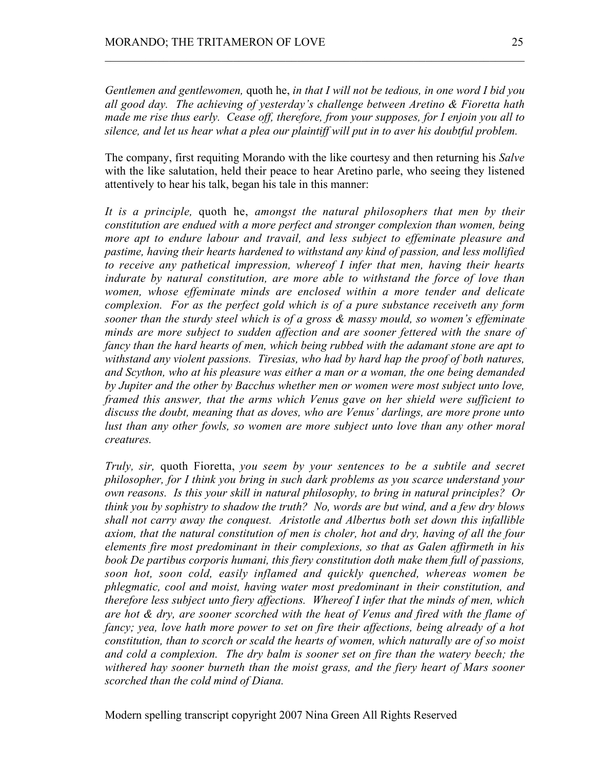*Gentlemen and gentlewomen,* quoth he, *in that I will not be tedious, in one word I bid you all good day. The achieving of yesterday's challenge between Aretino & Fioretta hath made me rise thus early. Cease off, therefore, from your supposes, for I enjoin you all to silence, and let us hear what a plea our plaintiff will put in to aver his doubtful problem.*

The company, first requiting Morando with the like courtesy and then returning his *Salve* with the like salutation, held their peace to hear Aretino parle, who seeing they listened attentively to hear his talk, began his tale in this manner:

*It is a principle,* quoth he, *amongst the natural philosophers that men by their constitution are endued with a more perfect and stronger complexion than women, being more apt to endure labour and travail, and less subject to effeminate pleasure and pastime, having their hearts hardened to withstand any kind of passion, and less mollified to receive any pathetical impression, whereof I infer that men, having their hearts indurate by natural constitution, are more able to withstand the force of love than women, whose effeminate minds are enclosed within a more tender and delicate complexion. For as the perfect gold which is of a pure substance receiveth any form sooner than the sturdy steel which is of a gross & massy mould, so women's effeminate minds are more subject to sudden affection and are sooner fettered with the snare of fancy than the hard hearts of men, which being rubbed with the adamant stone are apt to withstand any violent passions. Tiresias, who had by hard hap the proof of both natures, and Scython, who at his pleasure was either a man or a woman, the one being demanded by Jupiter and the other by Bacchus whether men or women were most subject unto love, framed this answer, that the arms which Venus gave on her shield were sufficient to discuss the doubt, meaning that as doves, who are Venus' darlings, are more prone unto lust than any other fowls, so women are more subject unto love than any other moral creatures.*

*Truly, sir,* quoth Fioretta, *you seem by your sentences to be a subtile and secret philosopher, for I think you bring in such dark problems as you scarce understand your own reasons. Is this your skill in natural philosophy, to bring in natural principles? Or think you by sophistry to shadow the truth? No, words are but wind, and a few dry blows shall not carry away the conquest. Aristotle and Albertus both set down this infallible axiom, that the natural constitution of men is choler, hot and dry, having of all the four elements fire most predominant in their complexions, so that as Galen affirmeth in his book De partibus corporis humani, this fiery constitution doth make them full of passions, soon hot, soon cold, easily inflamed and quickly quenched, whereas women be phlegmatic, cool and moist, having water most predominant in their constitution, and therefore less subject unto fiery affections. Whereof I infer that the minds of men, which are hot & dry, are sooner scorched with the heat of Venus and fired with the flame of fancy; yea, love hath more power to set on fire their affections, being already of a hot constitution, than to scorch or scald the hearts of women, which naturally are of so moist and cold a complexion. The dry balm is sooner set on fire than the watery beech; the withered hay sooner burneth than the moist grass, and the fiery heart of Mars sooner scorched than the cold mind of Diana.*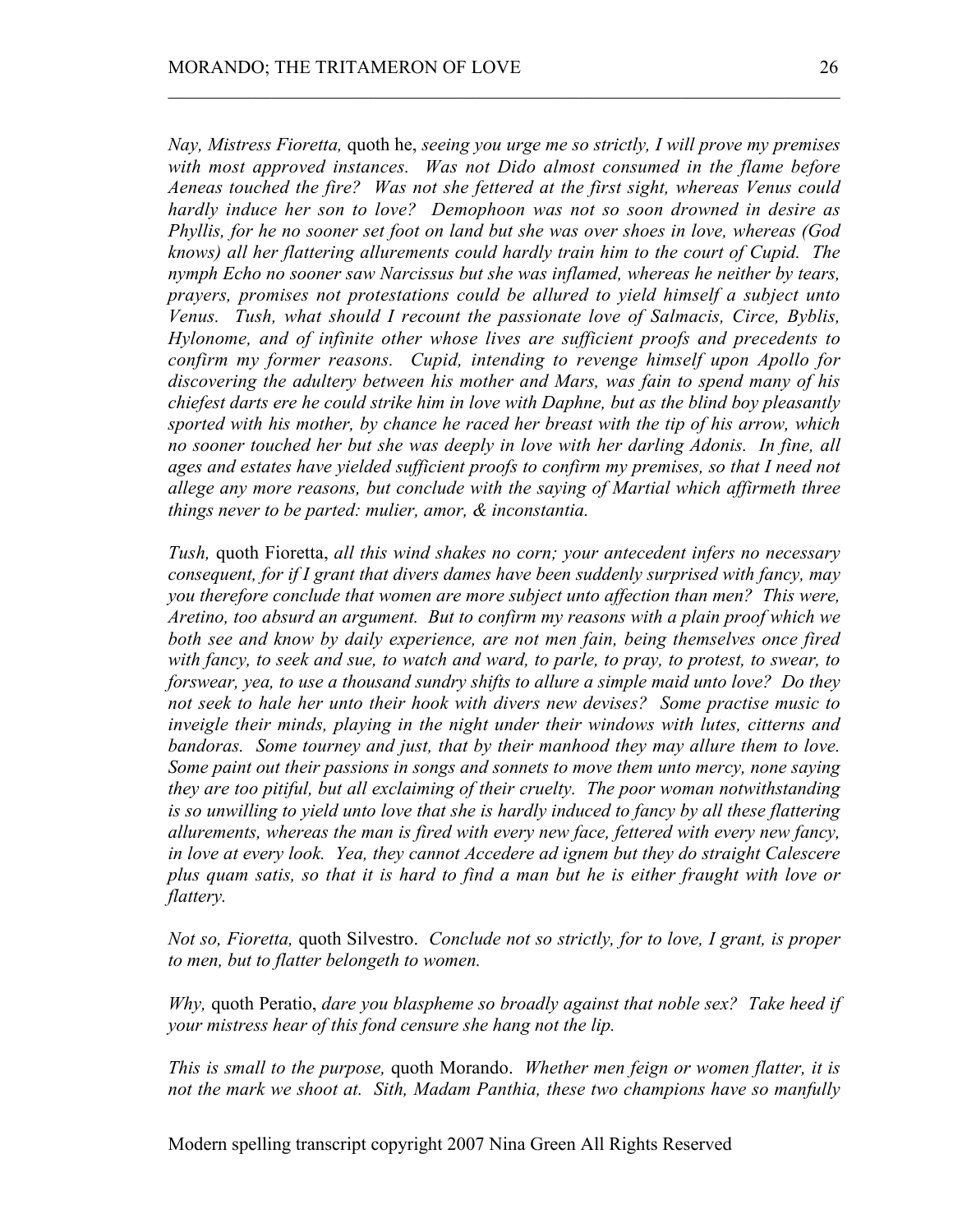*Nay, Mistress Fioretta,* quoth he, *seeing you urge me so strictly, I will prove my premises with most approved instances. Was not Dido almost consumed in the flame before Aeneas touched the fire? Was not she fettered at the first sight, whereas Venus could hardly induce her son to love? Demophoon was not so soon drowned in desire as Phyllis, for he no sooner set foot on land but she was over shoes in love, whereas (God knows) all her flattering allurements could hardly train him to the court of Cupid. The nymph Echo no sooner saw Narcissus but she was inflamed, whereas he neither by tears, prayers, promises not protestations could be allured to yield himself a subject unto Venus. Tush, what should I recount the passionate love of Salmacis, Circe, Byblis, Hylonome, and of infinite other whose lives are sufficient proofs and precedents to confirm my former reasons. Cupid, intending to revenge himself upon Apollo for discovering the adultery between his mother and Mars, was fain to spend many of his chiefest darts ere he could strike him in love with Daphne, but as the blind boy pleasantly sported with his mother, by chance he raced her breast with the tip of his arrow, which no sooner touched her but she was deeply in love with her darling Adonis. In fine, all ages and estates have yielded sufficient proofs to confirm my premises, so that I need not allege any more reasons, but conclude with the saying of Martial which affirmeth three things never to be parted: mulier, amor, & inconstantia.*

*Tush,* quoth Fioretta, *all this wind shakes no corn; your antecedent infers no necessary consequent, for if I grant that divers dames have been suddenly surprised with fancy, may you therefore conclude that women are more subject unto affection than men? This were, Aretino, too absurd an argument. But to confirm my reasons with a plain proof which we both see and know by daily experience, are not men fain, being themselves once fired with fancy, to seek and sue, to watch and ward, to parle, to pray, to protest, to swear, to forswear, yea, to use a thousand sundry shifts to allure a simple maid unto love? Do they not seek to hale her unto their hook with divers new devises? Some practise music to inveigle their minds, playing in the night under their windows with lutes, citterns and bandoras. Some tourney and just, that by their manhood they may allure them to love. Some paint out their passions in songs and sonnets to move them unto mercy, none saying they are too pitiful, but all exclaiming of their cruelty. The poor woman notwithstanding is so unwilling to yield unto love that she is hardly induced to fancy by all these flattering allurements, whereas the man is fired with every new face, fettered with every new fancy, in love at every look. Yea, they cannot Accedere ad ignem but they do straight Calescere plus quam satis, so that it is hard to find a man but he is either fraught with love or flattery.*

*Not so, Fioretta,* quoth Silvestro. *Conclude not so strictly, for to love, I grant, is proper to men, but to flatter belongeth to women.*

*Why,* quoth Peratio, *dare you blaspheme so broadly against that noble sex? Take heed if your mistress hear of this fond censure she hang not the lip.*

*This is small to the purpose,* quoth Morando. *Whether men feign or women flatter, it is not the mark we shoot at. Sith, Madam Panthia, these two champions have so manfully*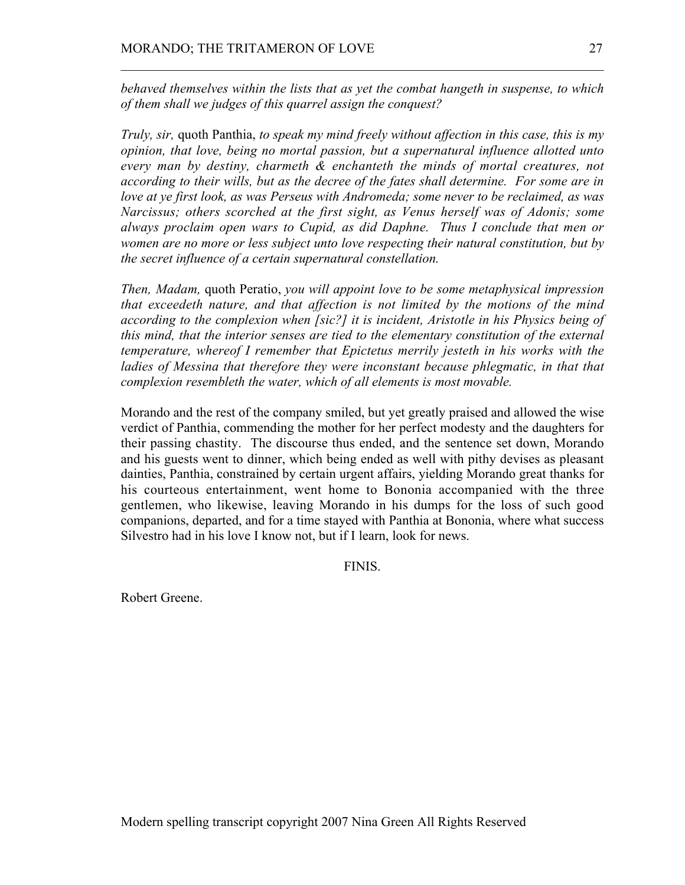*behaved themselves within the lists that as yet the combat hangeth in suspense, to which of them shall we judges of this quarrel assign the conquest?*

*Truly, sir,* quoth Panthia, *to speak my mind freely without affection in this case, this is my opinion, that love, being no mortal passion, but a supernatural influence allotted unto every man by destiny, charmeth & enchanteth the minds of mortal creatures, not according to their wills, but as the decree of the fates shall determine. For some are in love at ye first look, as was Perseus with Andromeda; some never to be reclaimed, as was Narcissus; others scorched at the first sight, as Venus herself was of Adonis; some always proclaim open wars to Cupid, as did Daphne. Thus I conclude that men or women are no more or less subject unto love respecting their natural constitution, but by the secret influence of a certain supernatural constellation.*

*Then, Madam,* quoth Peratio, *you will appoint love to be some metaphysical impression that exceedeth nature, and that affection is not limited by the motions of the mind according to the complexion when [sic?] it is incident, Aristotle in his Physics being of this mind, that the interior senses are tied to the elementary constitution of the external temperature, whereof I remember that Epictetus merrily jesteth in his works with the ladies of Messina that therefore they were inconstant because phlegmatic, in that that complexion resembleth the water, which of all elements is most movable.*

Morando and the rest of the company smiled, but yet greatly praised and allowed the wise verdict of Panthia, commending the mother for her perfect modesty and the daughters for their passing chastity. The discourse thus ended, and the sentence set down, Morando and his guests went to dinner, which being ended as well with pithy devises as pleasant dainties, Panthia, constrained by certain urgent affairs, yielding Morando great thanks for his courteous entertainment, went home to Bononia accompanied with the three gentlemen, who likewise, leaving Morando in his dumps for the loss of such good companions, departed, and for a time stayed with Panthia at Bononia, where what success Silvestro had in his love I know not, but if I learn, look for news.

FINIS.

Robert Greene.

Modern spelling transcript copyright 2007 Nina Green All Rights Reserved